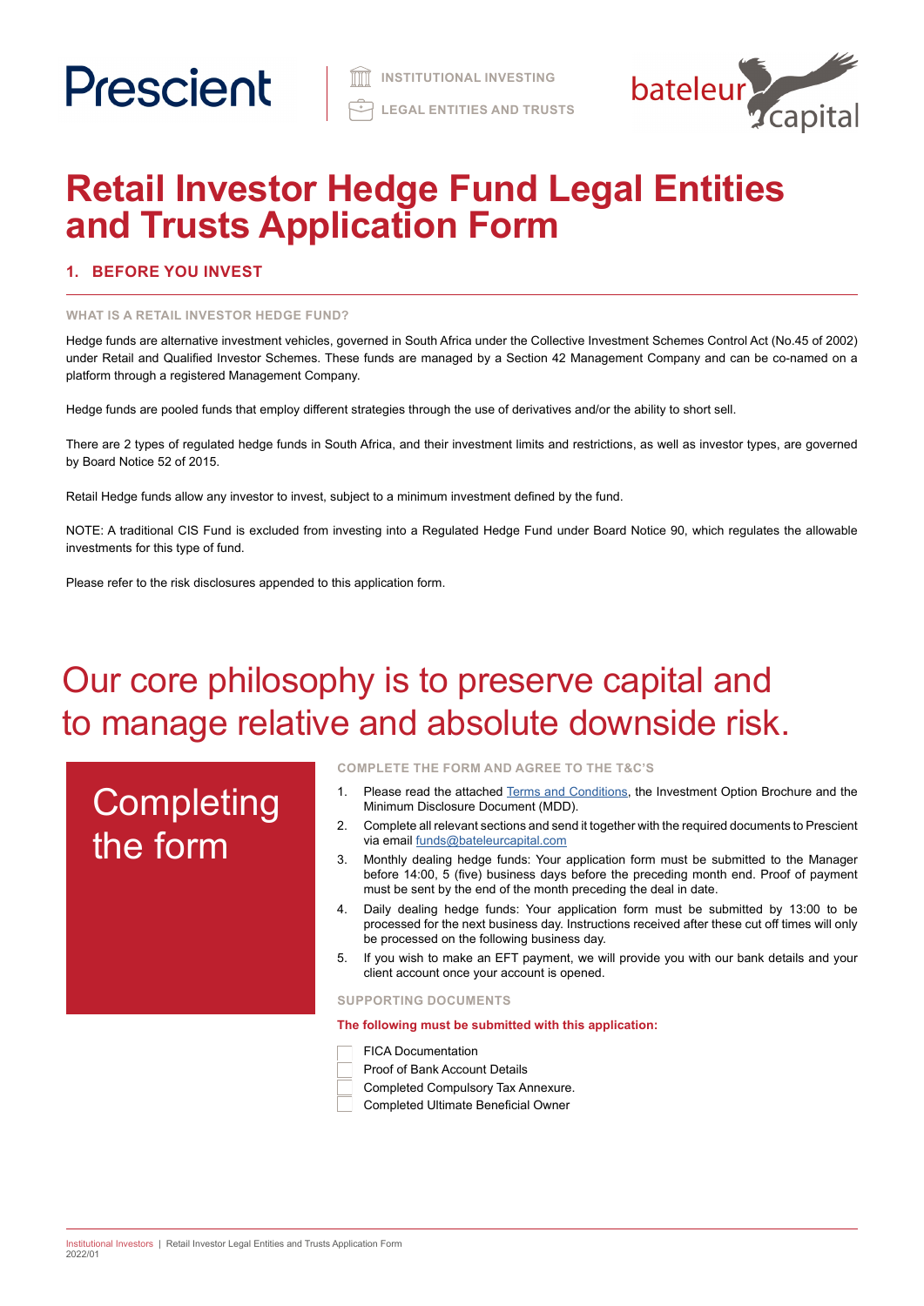Prescient

INSTITUTIONAL INVESTING

LEGAL ENTITIES AND TRUSTS

bateleur capital

# Retail Investor Hedge Fund Legal Entities and Trusts Application Form

## 1. BEFORE YOU INVEST

### WHAT IS A RETAIL INVESTOR HEDGE FUND?

Hedge funds are alternative investment vehicles, governed in South Africa under the Collective Investment Schemes Control Act (No.45 of 2002) under Retail and Qualified Investor Schemes. These funds are managed by a Section 42 Management Company and can be co-named on a platform through a registered Management Company.

Hedge funds are pooled funds that employ different strategies through the use of derivatives and/or the ability to short sell.

There are 2 types of regulated hedge funds in South Africa, and their investment limits and restrictions, as well as investor types, are governed by Board Notice 52 of 2015.

Retail Hedge funds allow any investor to invest, subject to a minimum investment defined by the fund.

NOTE: A traditional CIS Fund is excluded from investing into a Regulated Hedge Fund under Board Notice 90, which regulates the allowable investments for this type of fund.

Please refer to the risk disclosures appended to this application form.

Our core philosophy is to preserve capital and to manage relative and absolute downside risk.

## Completing the form

### COMPLETE THE FORM AND AGREE TO THE T&C'S

1. Please read the attached Terms and Conditions, the Investment Option Brochure and the Minimum Disclosure Document (MDD).
2. Complete all relevant sections and send it together with the required documents to Prescient via email funds@bateleurcapital.com
3. Monthly dealing hedge funds: Your application form must be submitted to the Manager before 14:00, 5 (five) business days before the preceding month end. Proof of payment must be sent by the end of the month preceding the deal in date.
4. Daily dealing hedge funds: Your application form must be submitted by 13:00 to be processed for the next business day. Instructions received after these cut off times will only be processed on the following business day.
5. If you wish to make an EFT payment, we will provide you with our bank details and your client account once your account is opened.

### SUPPORTING DOCUMENTS

**The following must be submitted with this application:**

- ☐ FICA Documentation
- ☐ Proof of Bank Account Details
- ☐ Completed Compulsory Tax Annexure.
- ☐ Completed Ultimate Beneficial Owner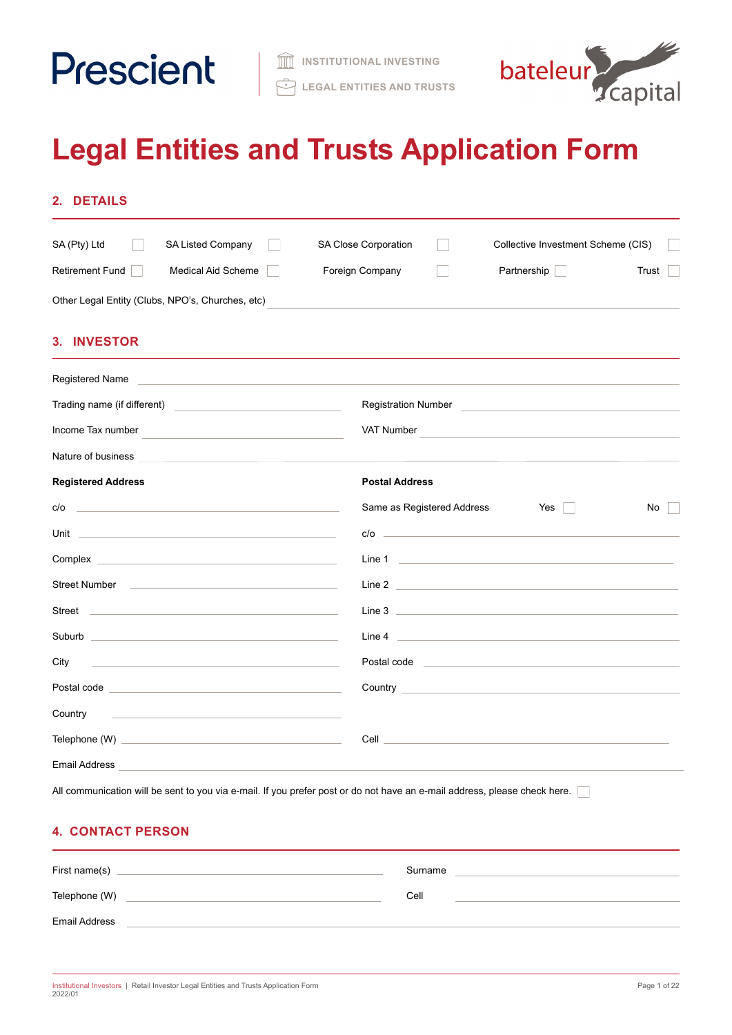Prescient

INSTITUTIONAL INVESTING

LEGAL ENTITIES AND TRUSTS

bateleur capital

# Legal Entities and Trusts Application Form

## 2. DETAILS

SA (Pty) Ltd ☐ SA Listed Company ☐ SA Close Corporation ☐ Collective Investment Scheme (CIS) ☐

Retirement Fund ☐ Medical Aid Scheme ☐ Foreign Company ☐ Partnership ☐ Trust ☐

Other Legal Entity (Clubs, NPO's, Churches, etc) ______________________

## 3. INVESTOR

Registered Name ______________________

Trading name (if different) ______________________

Registration Number ______________________

Income Tax number ______________________

VAT Number ______________________

Nature of business ______________________

**Registered Address**

c/o ______________________

Unit ______________________

Complex ______________________

Street Number ______________________

Street ______________________

Suburb ______________________

City ______________________

Postal code ______________________

Country ______________________

**Postal Address**

Same as Registered Address Yes ☐ No ☐

c/o ______________________

Line 1 ______________________

Line 2 ______________________

Line 3 ______________________

Line 4 ______________________

Postal code ______________________

Country ______________________

Telephone (W) ______________________

Cell ______________________

Email Address ______________________

All communication will be sent to you via e-mail. If you prefer post or do not have an e-mail address, please check here. ☐

## 4. CONTACT PERSON

First name(s) ______________________ Surname ______________________

Telephone (W) ______________________ Cell ______________________

Email Address ______________________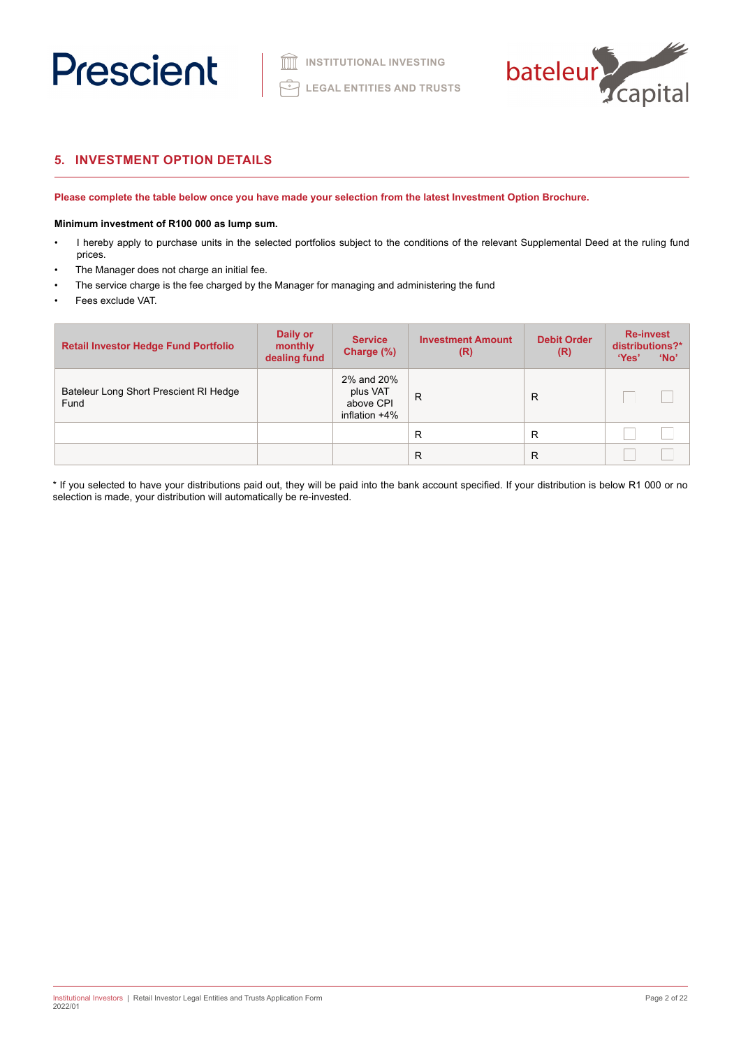## 5. INVESTMENT OPTION DETAILS

**Please complete the table below once you have made your selection from the latest Investment Option Brochure.**

**Minimum investment of R100 000 as lump sum.**

- I hereby apply to purchase units in the selected portfolios subject to the conditions of the relevant Supplemental Deed at the ruling fund prices.
- The Manager does not charge an initial fee.
- The service charge is the fee charged by the Manager for managing and administering the fund
- Fees exclude VAT.

| Retail Investor Hedge Fund Portfolio | Daily or monthly dealing fund | Service Charge (%) | Investment Amount (R) | Debit Order (R) | Re-invest distributions?* 'Yes' | 'No' |
|---|---|---|---|---|---|---|
| Bateleur Long Short Prescient RI Hedge Fund | | 2% and 20% plus VAT above CPI inflation +4% | R | R | ☐ | ☐ |
| | | | R | R | ☐ | ☐ |
| | | | R | R | ☐ | ☐ |

* If you selected to have your distributions paid out, they will be paid into the bank account specified. If your distribution is below R1 000 or no selection is made, your distribution will automatically be re-invested.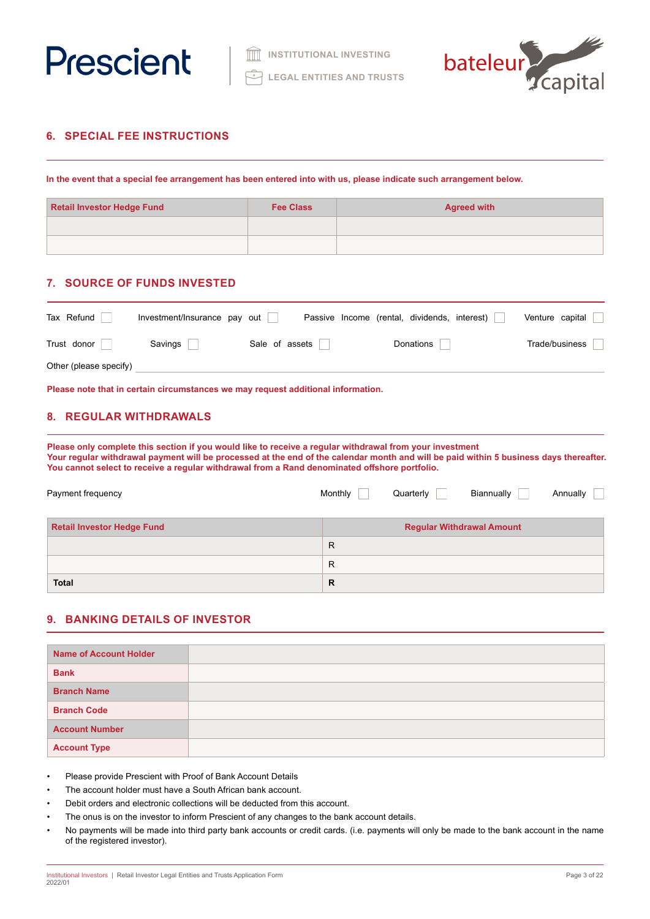## 6. SPECIAL FEE INSTRUCTIONS

**In the event that a special fee arrangement has been entered into with us, please indicate such arrangement below.**

| Retail Investor Hedge Fund | Fee Class | Agreed with |
|---|---|---|
| | | |
| | | |

## 7. SOURCE OF FUNDS INVESTED

Tax Refund ☐ Investment/Insurance pay out ☐ Passive Income (rental, dividends, interest) ☐ Venture capital ☐

Trust donor ☐ Savings ☐ Sale of assets ☐ Donations ☐ Trade/business ☐

Other (please specify) ____________________

**Please note that in certain circumstances we may request additional information.**

## 8. REGULAR WITHDRAWALS

**Please only complete this section if you would like to receive a regular withdrawal from your investment**
**Your regular withdrawal payment will be processed at the end of the calendar month and will be paid within 5 business days thereafter.**
**You cannot select to receive a regular withdrawal from a Rand denominated offshore portfolio.**

Payment frequency Monthly ☐ Quarterly ☐ Biannually ☐ Annually ☐

| Retail Investor Hedge Fund | Regular Withdrawal Amount |
|---|---|
| | R |
| | R |
| **Total** | **R** |

## 9. BANKING DETAILS OF INVESTOR

| | |
|---|---|
| **Name of Account Holder** | |
| **Bank** | |
| **Branch Name** | |
| **Branch Code** | |
| **Account Number** | |
| **Account Type** | |

- Please provide Prescient with Proof of Bank Account Details
- The account holder must have a South African bank account.
- Debit orders and electronic collections will be deducted from this account.
- The onus is on the investor to inform Prescient of any changes to the bank account details.
- No payments will be made into third party bank accounts or credit cards. (i.e. payments will only be made to the bank account in the name of the registered investor).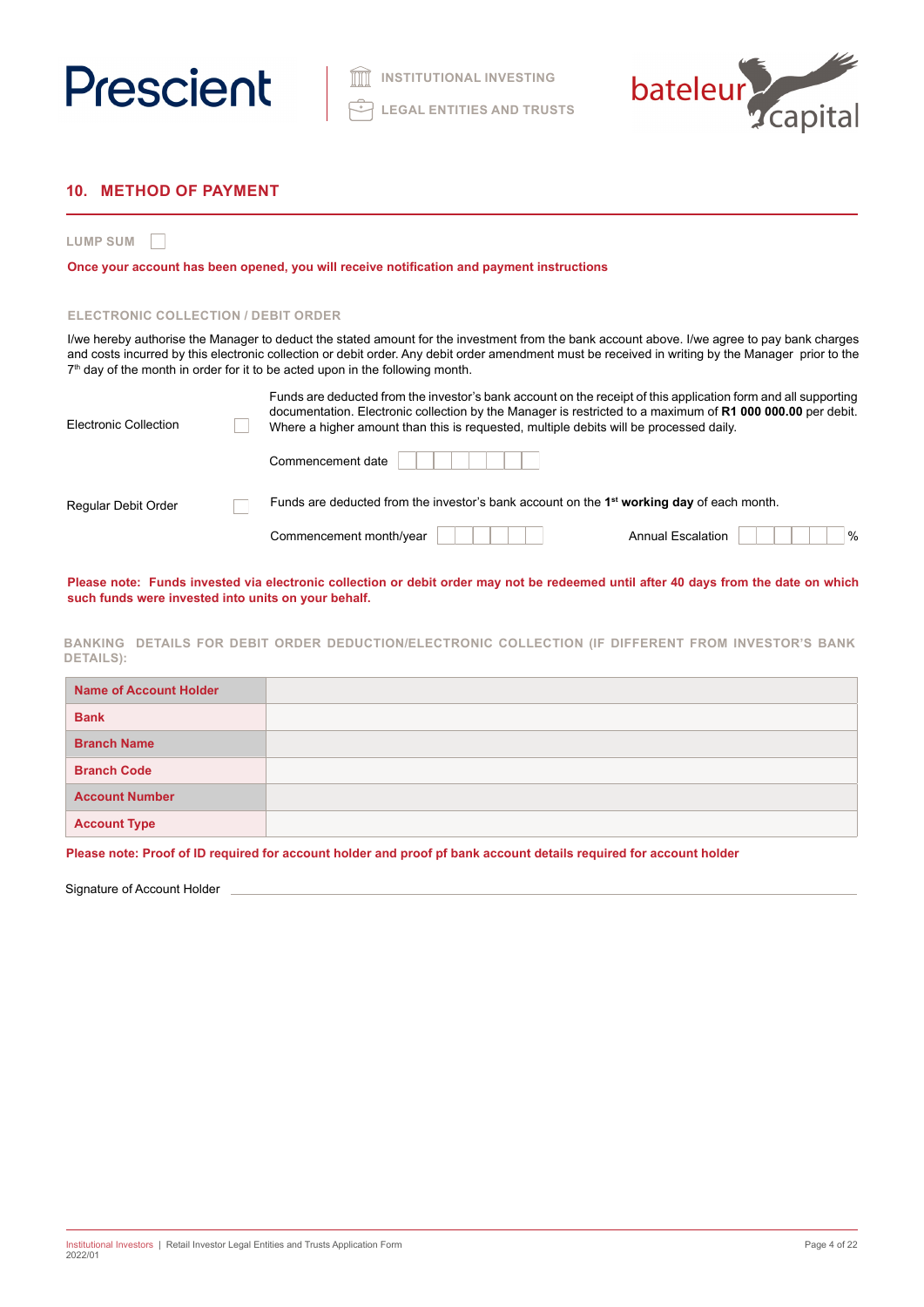## 10. METHOD OF PAYMENT

LUMP SUM ☐

**Once your account has been opened, you will receive notification and payment instructions**

### ELECTRONIC COLLECTION / DEBIT ORDER

I/we hereby authorise the Manager to deduct the stated amount for the investment from the bank account above. I/we agree to pay bank charges and costs incurred by this electronic collection or debit order. Any debit order amendment must be received in writing by the Manager prior to the 7th day of the month in order for it to be acted upon in the following month.

Electronic Collection ☐

Funds are deducted from the investor's bank account on the receipt of this application form and all supporting documentation. Electronic collection by the Manager is restricted to a maximum of **R1 000 000.00** per debit. Where a higher amount than this is requested, multiple debits will be processed daily.

Commencement date ☐☐☐☐☐☐☐☐

Regular Debit Order ☐

Funds are deducted from the investor's bank account on the 1st **working day** of each month.

Commencement month/year ☐☐☐☐☐☐ Annual Escalation ☐☐☐☐☐☐ %

**Please note: Funds invested via electronic collection or debit order may not be redeemed until after 40 days from the date on which such funds were invested into units on your behalf.**

### BANKING DETAILS FOR DEBIT ORDER DEDUCTION/ELECTRONIC COLLECTION (IF DIFFERENT FROM INVESTOR'S BANK DETAILS):

| | |
|---|---|
| **Name of Account Holder** | |
| **Bank** | |
| **Branch Name** | |
| **Branch Code** | |
| **Account Number** | |
| **Account Type** | |

**Please note: Proof of ID required for account holder and proof pf bank account details required for account holder**

Signature of Account Holder \_\_\_\_\_\_\_\_\_\_\_\_\_\_\_\_\_\_\_\_\_\_\_\_\_\_\_\_\_\_\_\_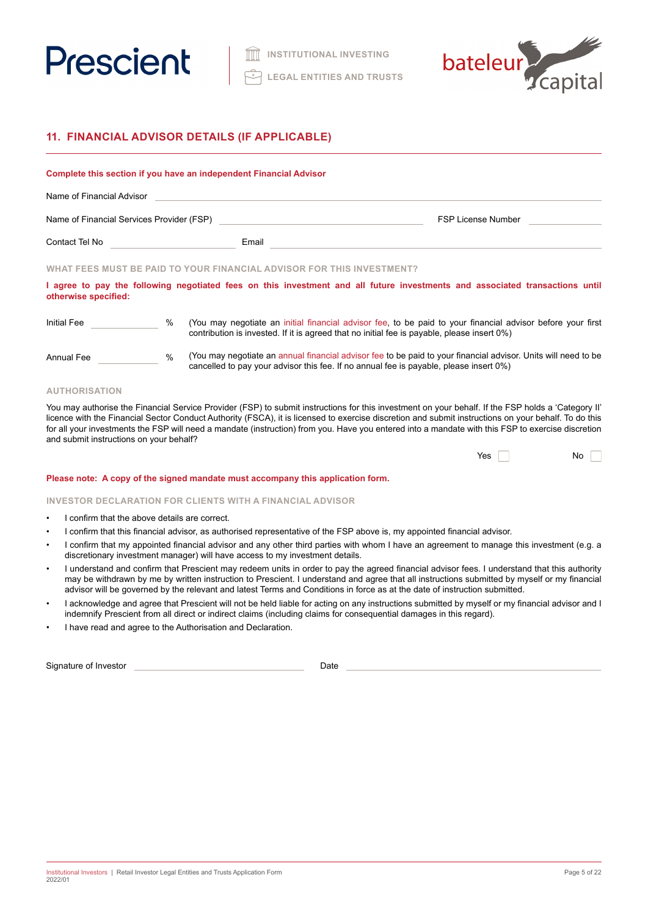## 11. FINANCIAL ADVISOR DETAILS (IF APPLICABLE)

**Complete this section if you have an independent Financial Advisor**

Name of Financial Advisor \_\_\_\_\_\_\_\_\_\_\_\_\_\_\_\_\_\_\_\_\_\_\_\_\_\_\_\_\_\_

Name of Financial Services Provider (FSP) \_\_\_\_\_\_\_\_\_\_\_\_\_\_\_\_\_\_\_\_ FSP License Number \_\_\_\_\_\_\_\_\_\_

Contact Tel No \_\_\_\_\_\_\_\_\_\_\_\_\_\_\_\_ Email \_\_\_\_\_\_\_\_\_\_\_\_\_\_\_\_\_\_\_\_\_\_\_\_

### WHAT FEES MUST BE PAID TO YOUR FINANCIAL ADVISOR FOR THIS INVESTMENT?

**I agree to pay the following negotiated fees on this investment and all future investments and associated transactions until otherwise specified:**

Initial Fee \_\_\_\_\_\_\_\_ % (You may negotiate an initial financial advisor fee, to be paid to your financial advisor before your first contribution is invested. If it is agreed that no initial fee is payable, please insert 0%)

Annual Fee \_\_\_\_\_\_\_\_ % (You may negotiate an annual financial advisor fee to be paid to your financial advisor. Units will need to be cancelled to pay your advisor this fee. If no annual fee is payable, please insert 0%)

### AUTHORISATION

You may authorise the Financial Service Provider (FSP) to submit instructions for this investment on your behalf. If the FSP holds a 'Category II' licence with the Financial Sector Conduct Authority (FSCA), it is licensed to exercise discretion and submit instructions on your behalf. To do this for all your investments the FSP will need a mandate (instruction) from you. Have you entered into a mandate with this FSP to exercise discretion and submit instructions on your behalf?

Yes ☐ No ☐

**Please note: A copy of the signed mandate must accompany this application form.**

### INVESTOR DECLARATION FOR CLIENTS WITH A FINANCIAL ADVISOR

- I confirm that the above details are correct.
- I confirm that this financial advisor, as authorised representative of the FSP above is, my appointed financial advisor.
- I confirm that my appointed financial advisor and any other third parties with whom I have an agreement to manage this investment (e.g. a discretionary investment manager) will have access to my investment details.
- I understand and confirm that Prescient may redeem units in order to pay the agreed financial advisor fees. I understand that this authority may be withdrawn by me by written instruction to Prescient. I understand and agree that all instructions submitted by myself or my financial advisor will be governed by the relevant and latest Terms and Conditions in force as at the date of instruction submitted.
- I acknowledge and agree that Prescient will not be held liable for acting on any instructions submitted by myself or my financial advisor and I indemnify Prescient from all direct or indirect claims (including claims for consequential damages in this regard).
- I have read and agree to the Authorisation and Declaration.

Signature of Investor \_\_\_\_\_\_\_\_\_\_\_\_\_\_\_\_\_\_\_\_ Date \_\_\_\_\_\_\_\_\_\_\_\_\_\_\_\_\_\_\_\_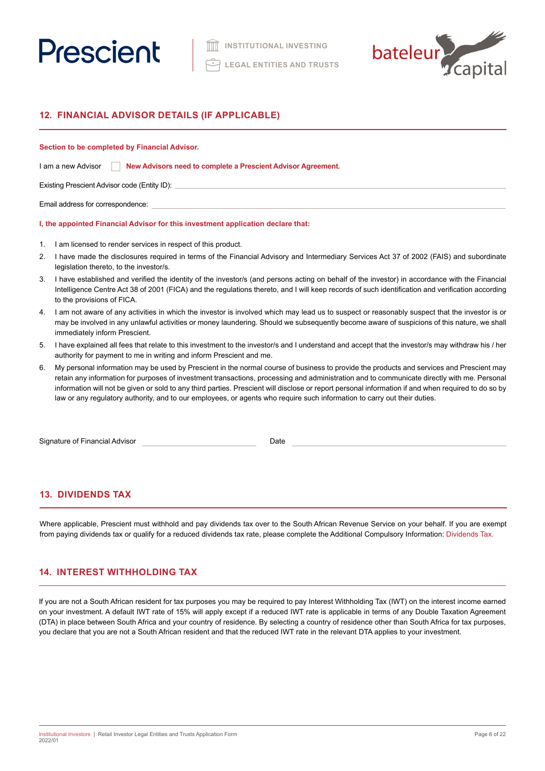## 12. FINANCIAL ADVISOR DETAILS (IF APPLICABLE)

**Section to be completed by Financial Advisor.**

I am a new Advisor ☐ **New Advisors need to complete a Prescient Advisor Agreement.**

Existing Prescient Advisor code (Entity ID): \_\_\_\_\_\_\_\_\_\_\_\_\_\_\_\_\_\_\_\_\_\_\_\_\_\_\_\_\_\_

Email address for correspondence: \_\_\_\_\_\_\_\_\_\_\_\_\_\_\_\_\_\_\_\_\_\_\_\_\_\_\_\_\_\_

**I, the appointed Financial Advisor for this investment application declare that:**

1. I am licensed to render services in respect of this product.
2. I have made the disclosures required in terms of the Financial Advisory and Intermediary Services Act 37 of 2002 (FAIS) and subordinate legislation thereto, to the investor/s.
3. I have established and verified the identity of the investor/s (and persons acting on behalf of the investor) in accordance with the Financial Intelligence Centre Act 38 of 2001 (FICA) and the regulations thereto, and I will keep records of such identification and verification according to the provisions of FICA.
4. I am not aware of any activities in which the investor is involved which may lead us to suspect or reasonably suspect that the investor is or may be involved in any unlawful activities or money laundering. Should we subsequently become aware of suspicions of this nature, we shall immediately inform Prescient.
5. I have explained all fees that relate to this investment to the investor/s and I understand and accept that the investor/s may withdraw his / her authority for payment to me in writing and inform Prescient and me.
6. My personal information may be used by Prescient in the normal course of business to provide the products and services and Prescient may retain any information for purposes of investment transactions, processing and administration and to communicate directly with me. Personal information will not be given or sold to any third parties. Prescient will disclose or report personal information if and when required to do so by law or any regulatory authority, and to our employees, or agents who require such information to carry out their duties.

Signature of Financial Advisor \_\_\_\_\_\_\_\_\_\_\_\_\_\_\_\_\_\_\_\_ Date \_\_\_\_\_\_\_\_\_\_\_\_\_\_\_\_\_\_\_\_

## 13. DIVIDENDS TAX

Where applicable, Prescient must withhold and pay dividends tax over to the South African Revenue Service on your behalf. If you are exempt from paying dividends tax or qualify for a reduced dividends tax rate, please complete the Additional Compulsory Information: Dividends Tax.

## 14. INTEREST WITHHOLDING TAX

If you are not a South African resident for tax purposes you may be required to pay Interest Withholding Tax (IWT) on the interest income earned on your investment. A default IWT rate of 15% will apply except if a reduced IWT rate is applicable in terms of any Double Taxation Agreement (DTA) in place between South Africa and your country of residence. By selecting a country of residence other than South Africa for tax purposes, you declare that you are not a South African resident and that the reduced IWT rate in the relevant DTA applies to your investment.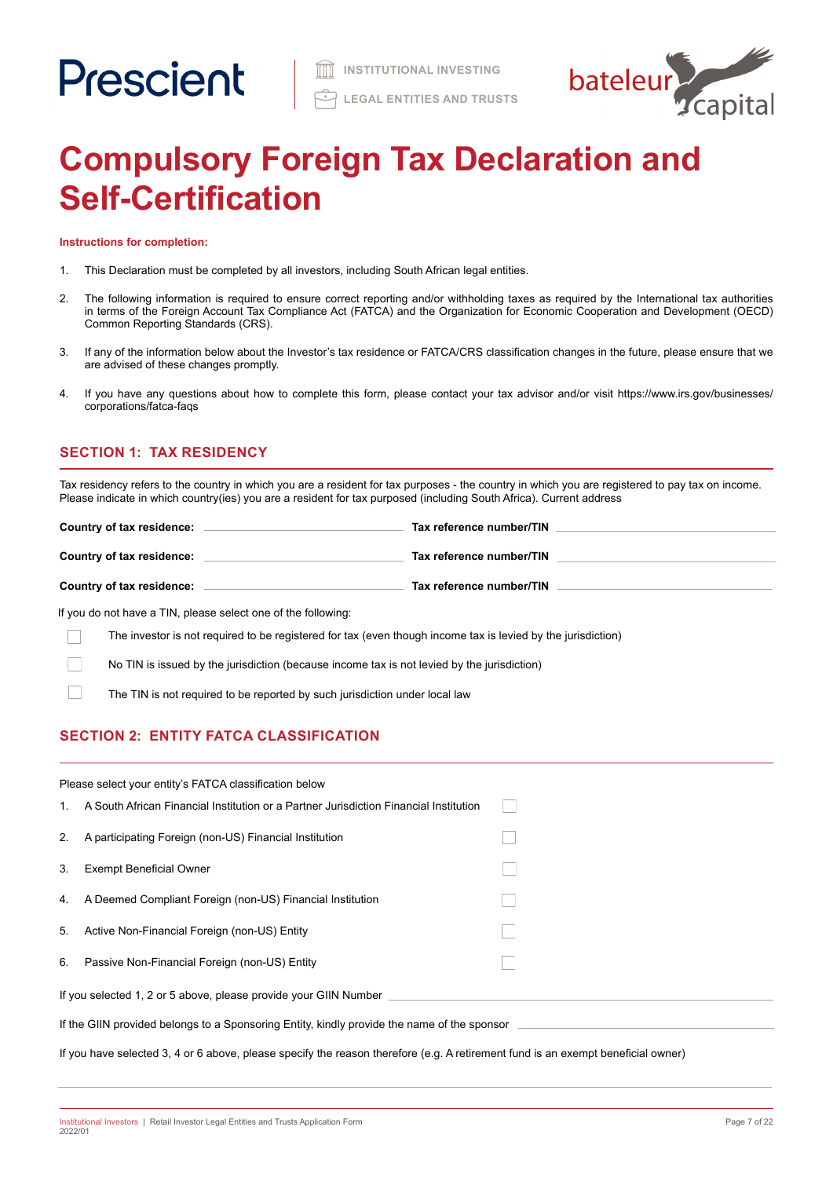Prescient | INSTITUTIONAL INVESTING | LEGAL ENTITIES AND TRUSTS | bateleur capital

# Compulsory Foreign Tax Declaration and Self-Certification

**Instructions for completion:**

1. This Declaration must be completed by all investors, including South African legal entities.
2. The following information is required to ensure correct reporting and/or withholding taxes as required by the International tax authorities in terms of the Foreign Account Tax Compliance Act (FATCA) and the Organization for Economic Cooperation and Development (OECD) Common Reporting Standards (CRS).
3. If any of the information below about the Investor's tax residence or FATCA/CRS classification changes in the future, please ensure that we are advised of these changes promptly.
4. If you have any questions about how to complete this form, please contact your tax advisor and/or visit https://www.irs.gov/businesses/corporations/fatca-faqs

## SECTION 1: TAX RESIDENCY

Tax residency refers to the country in which you are a resident for tax purposes - the country in which you are registered to pay tax on income. Please indicate in which country(ies) you are a resident for tax purposed (including South Africa). Current address

**Country of tax residence:** ____________________ **Tax reference number/TIN** ____________________

**Country of tax residence:** ____________________ **Tax reference number/TIN** ____________________

**Country of tax residence:** ____________________ **Tax reference number/TIN** ____________________

If you do not have a TIN, please select one of the following:

- ☐ The investor is not required to be registered for tax (even though income tax is levied by the jurisdiction)
- ☐ No TIN is issued by the jurisdiction (because income tax is not levied by the jurisdiction)
- ☐ The TIN is not required to be reported by such jurisdiction under local law

## SECTION 2: ENTITY FATCA CLASSIFICATION

Please select your entity's FATCA classification below

1. A South African Financial Institution or a Partner Jurisdiction Financial Institution ☐
2. A participating Foreign (non-US) Financial Institution ☐
3. Exempt Beneficial Owner ☐
4. A Deemed Compliant Foreign (non-US) Financial Institution ☐
5. Active Non-Financial Foreign (non-US) Entity ☐
6. Passive Non-Financial Foreign (non-US) Entity ☐

If you selected 1, 2 or 5 above, please provide your GIIN Number ____________________

If the GIIN provided belongs to a Sponsoring Entity, kindly provide the name of the sponsor ____________________

If you have selected 3, 4 or 6 above, please specify the reason therefore (e.g. A retirement fund is an exempt beneficial owner)

____________________________________________________________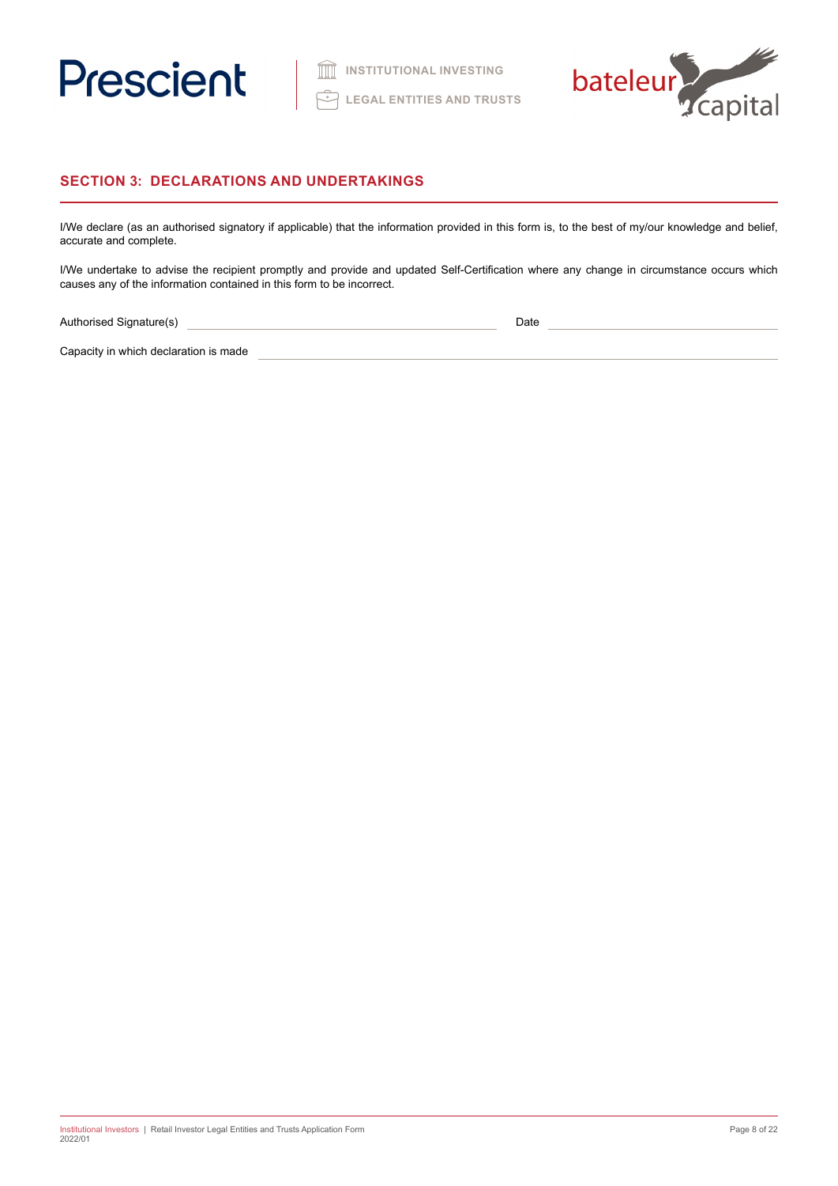## SECTION 3: DECLARATIONS AND UNDERTAKINGS

I/We declare (as an authorised signatory if applicable) that the information provided in this form is, to the best of my/our knowledge and belief, accurate and complete.

I/We undertake to advise the recipient promptly and provide and updated Self-Certification where any change in circumstance occurs which causes any of the information contained in this form to be incorrect.

Authorised Signature(s) \_\_\_\_\_\_\_\_\_\_\_\_\_\_\_\_\_\_\_\_\_\_\_\_\_\_\_\_\_\_\_\_ Date \_\_\_\_\_\_\_\_\_\_\_\_\_\_\_\_\_\_\_\_

Capacity in which declaration is made \_\_\_\_\_\_\_\_\_\_\_\_\_\_\_\_\_\_\_\_\_\_\_\_\_\_\_\_\_\_\_\_\_\_\_\_\_\_\_\_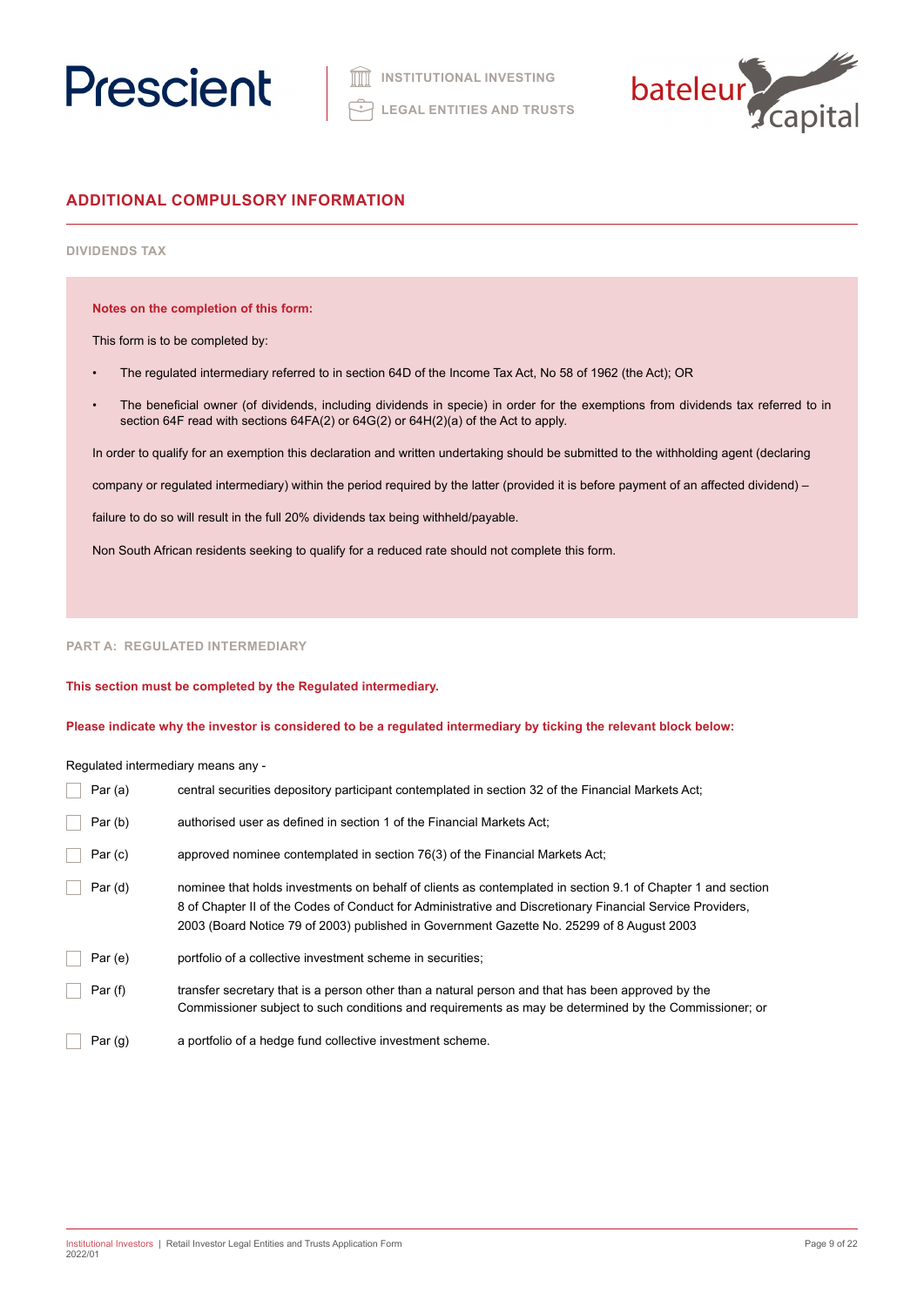## ADDITIONAL COMPULSORY INFORMATION

### DIVIDENDS TAX

**Notes on the completion of this form:**

This form is to be completed by:

- The regulated intermediary referred to in section 64D of the Income Tax Act, No 58 of 1962 (the Act); OR
- The beneficial owner (of dividends, including dividends in specie) in order for the exemptions from dividends tax referred to in section 64F read with sections 64FA(2) or 64G(2) or 64H(2)(a) of the Act to apply.

In order to qualify for an exemption this declaration and written undertaking should be submitted to the withholding agent (declaring company or regulated intermediary) within the period required by the latter (provided it is before payment of an affected dividend) – failure to do so will result in the full 20% dividends tax being withheld/payable.

Non South African residents seeking to qualify for a reduced rate should not complete this form.

### PART A: REGULATED INTERMEDIARY

**This section must be completed by the Regulated intermediary.**

**Please indicate why the investor is considered to be a regulated intermediary by ticking the relevant block below:**

Regulated intermediary means any -

- ☐ Par (a) central securities depository participant contemplated in section 32 of the Financial Markets Act;
- ☐ Par (b) authorised user as defined in section 1 of the Financial Markets Act;
- ☐ Par (c) approved nominee contemplated in section 76(3) of the Financial Markets Act;
- ☐ Par (d) nominee that holds investments on behalf of clients as contemplated in section 9.1 of Chapter 1 and section 8 of Chapter II of the Codes of Conduct for Administrative and Discretionary Financial Service Providers, 2003 (Board Notice 79 of 2003) published in Government Gazette No. 25299 of 8 August 2003
- ☐ Par (e) portfolio of a collective investment scheme in securities;
- ☐ Par (f) transfer secretary that is a person other than a natural person and that has been approved by the Commissioner subject to such conditions and requirements as may be determined by the Commissioner; or
- ☐ Par (g) a portfolio of a hedge fund collective investment scheme.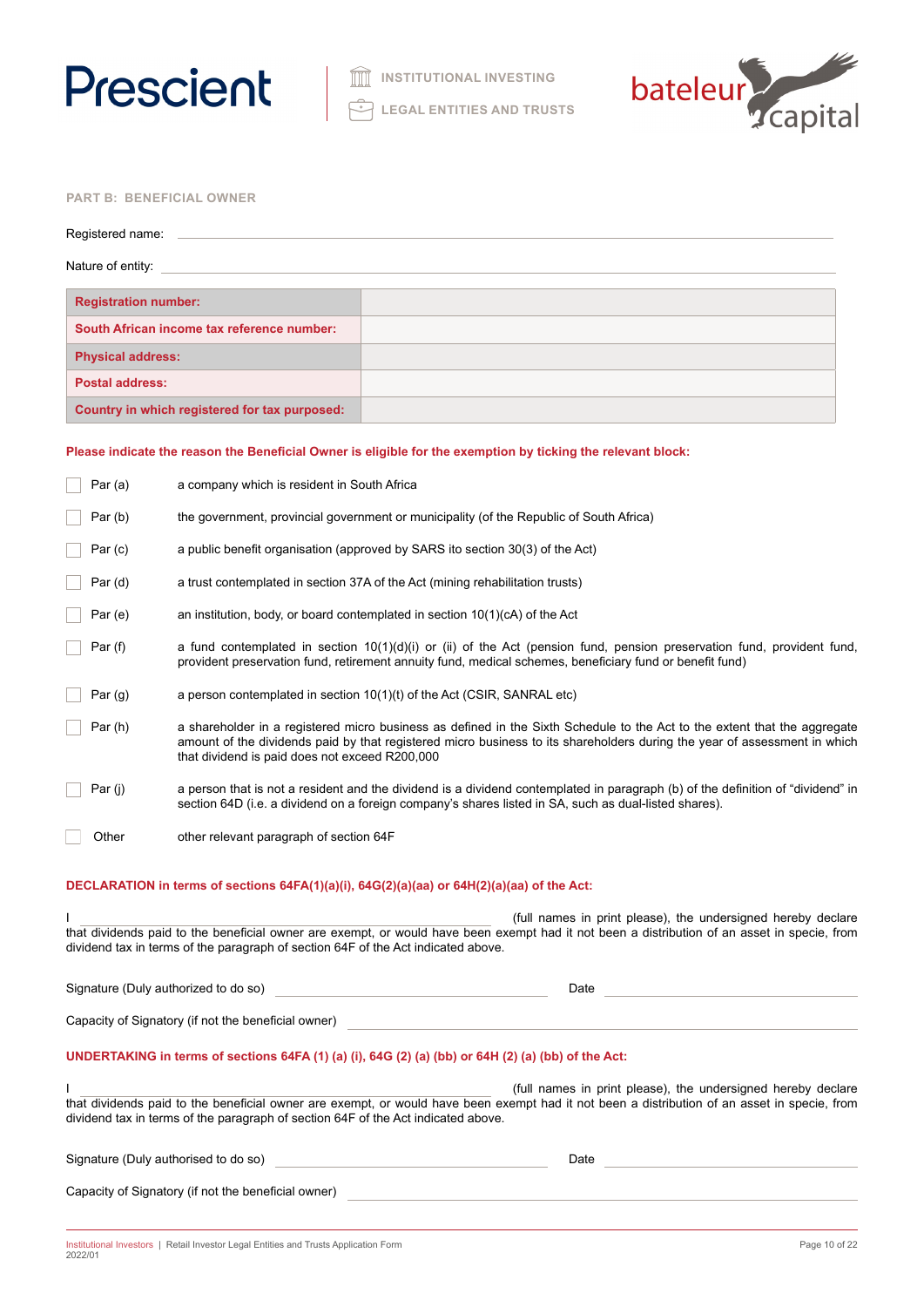Prescient | INSTITUTIONAL INVESTING | LEGAL ENTITIES AND TRUSTS | bateleur capital

## PART B: BENEFICIAL OWNER

Registered name: \_\_\_\_\_\_\_\_\_\_\_\_\_\_\_\_\_\_\_\_\_\_\_\_\_\_\_\_\_\_\_\_\_\_\_\_\_\_\_\_

Nature of entity: \_\_\_\_\_\_\_\_\_\_\_\_\_\_\_\_\_\_\_\_\_\_\_\_\_\_\_\_\_\_\_\_\_\_\_\_\_\_\_\_

| | |
|---|---|
| **Registration number:** | |
| **South African income tax reference number:** | |
| **Physical address:** | |
| **Postal address:** | |
| **Country in which registered for tax purposed:** | |

**Please indicate the reason the Beneficial Owner is eligible for the exemption by ticking the relevant block:**

- ☐ Par (a) — a company which is resident in South Africa
- ☐ Par (b) — the government, provincial government or municipality (of the Republic of South Africa)
- ☐ Par (c) — a public benefit organisation (approved by SARS ito section 30(3) of the Act)
- ☐ Par (d) — a trust contemplated in section 37A of the Act (mining rehabilitation trusts)
- ☐ Par (e) — an institution, body, or board contemplated in section 10(1)(cA) of the Act
- ☐ Par (f) — a fund contemplated in section 10(1)(d)(i) or (ii) of the Act (pension fund, pension preservation fund, provident fund, provident preservation fund, retirement annuity fund, medical schemes, beneficiary fund or benefit fund)
- ☐ Par (g) — a person contemplated in section 10(1)(t) of the Act (CSIR, SANRAL etc)
- ☐ Par (h) — a shareholder in a registered micro business as defined in the Sixth Schedule to the Act to the extent that the aggregate amount of the dividends paid by that registered micro business to its shareholders during the year of assessment in which that dividend is paid does not exceed R200,000
- ☐ Par (j) — a person that is not a resident and the dividend is a dividend contemplated in paragraph (b) of the definition of "dividend" in section 64D (i.e. a dividend on a foreign company's shares listed in SA, such as dual-listed shares).
- ☐ Other — other relevant paragraph of section 64F

**DECLARATION in terms of sections 64FA(1)(a)(i), 64G(2)(a)(aa) or 64H(2)(a)(aa) of the Act:**

I \_\_\_\_\_\_\_\_\_\_\_\_\_\_\_\_\_\_\_\_\_\_\_\_\_\_\_\_\_\_\_\_\_\_\_\_ (full names in print please), the undersigned hereby declare that dividends paid to the beneficial owner are exempt, or would have been exempt had it not been a distribution of an asset in specie, from dividend tax in terms of the paragraph of section 64F of the Act indicated above.

Signature (Duly authorized to do so) \_\_\_\_\_\_\_\_\_\_\_\_\_\_\_\_\_\_\_\_ Date \_\_\_\_\_\_\_\_\_\_\_\_\_\_\_\_\_\_\_\_

Capacity of Signatory (if not the beneficial owner) \_\_\_\_\_\_\_\_\_\_\_\_\_\_\_\_\_\_\_\_\_\_\_\_\_\_\_\_\_\_\_\_\_\_\_\_\_\_\_\_

**UNDERTAKING in terms of sections 64FA (1) (a) (i), 64G (2) (a) (bb) or 64H (2) (a) (bb) of the Act:**

I \_\_\_\_\_\_\_\_\_\_\_\_\_\_\_\_\_\_\_\_\_\_\_\_\_\_\_\_\_\_\_\_\_\_\_\_ (full names in print please), the undersigned hereby declare that dividends paid to the beneficial owner are exempt, or would have been exempt had it not been a distribution of an asset in specie, from dividend tax in terms of the paragraph of section 64F of the Act indicated above.

Signature (Duly authorised to do so) \_\_\_\_\_\_\_\_\_\_\_\_\_\_\_\_\_\_\_\_ Date \_\_\_\_\_\_\_\_\_\_\_\_\_\_\_\_\_\_\_\_

Capacity of Signatory (if not the beneficial owner) \_\_\_\_\_\_\_\_\_\_\_\_\_\_\_\_\_\_\_\_\_\_\_\_\_\_\_\_\_\_\_\_\_\_\_\_\_\_\_\_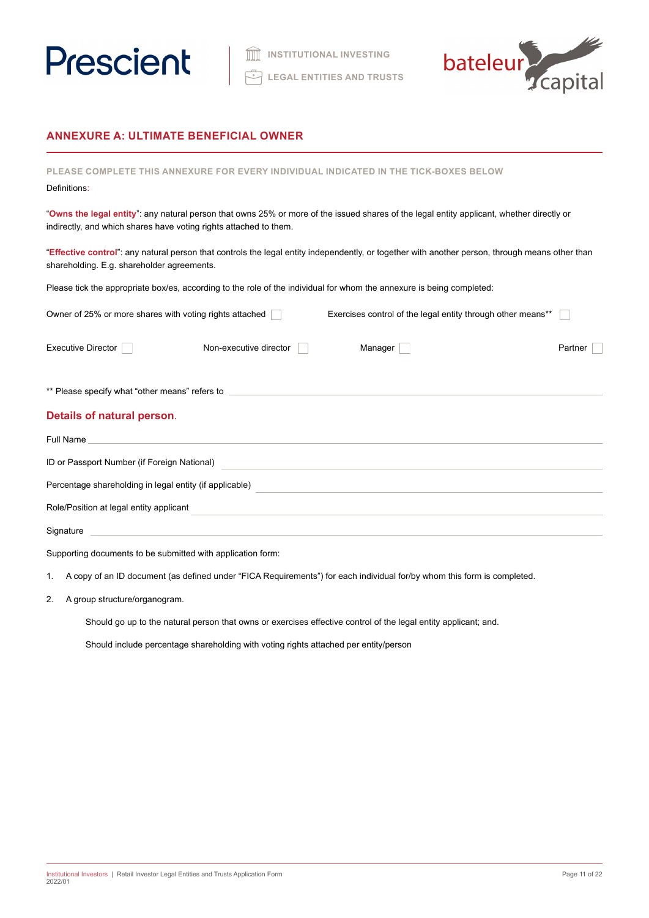## ANNEXURE A: ULTIMATE BENEFICIAL OWNER

PLEASE COMPLETE THIS ANNEXURE FOR EVERY INDIVIDUAL INDICATED IN THE TICK-BOXES BELOW

Definitions:

"**Owns the legal entity**": any natural person that owns 25% or more of the issued shares of the legal entity applicant, whether directly or indirectly, and which shares have voting rights attached to them.

"**Effective control**": any natural person that controls the legal entity independently, or together with another person, through means other than shareholding. E.g. shareholder agreements.

Please tick the appropriate box/es, according to the role of the individual for whom the annexure is being completed:

Owner of 25% or more shares with voting rights attached ☐ Exercises control of the legal entity through other means** ☐

Executive Director ☐ Non-executive director ☐ Manager ☐ Partner ☐

** Please specify what "other means" refers to ____________________

### Details of natural person.

Full Name ____________________

ID or Passport Number (if Foreign National) ____________________

Percentage shareholding in legal entity (if applicable) ____________________

Role/Position at legal entity applicant ____________________

Signature ____________________

Supporting documents to be submitted with application form:

1. A copy of an ID document (as defined under "FICA Requirements") for each individual for/by whom this form is completed.
2. A group structure/organogram.

   Should go up to the natural person that owns or exercises effective control of the legal entity applicant; and.

   Should include percentage shareholding with voting rights attached per entity/person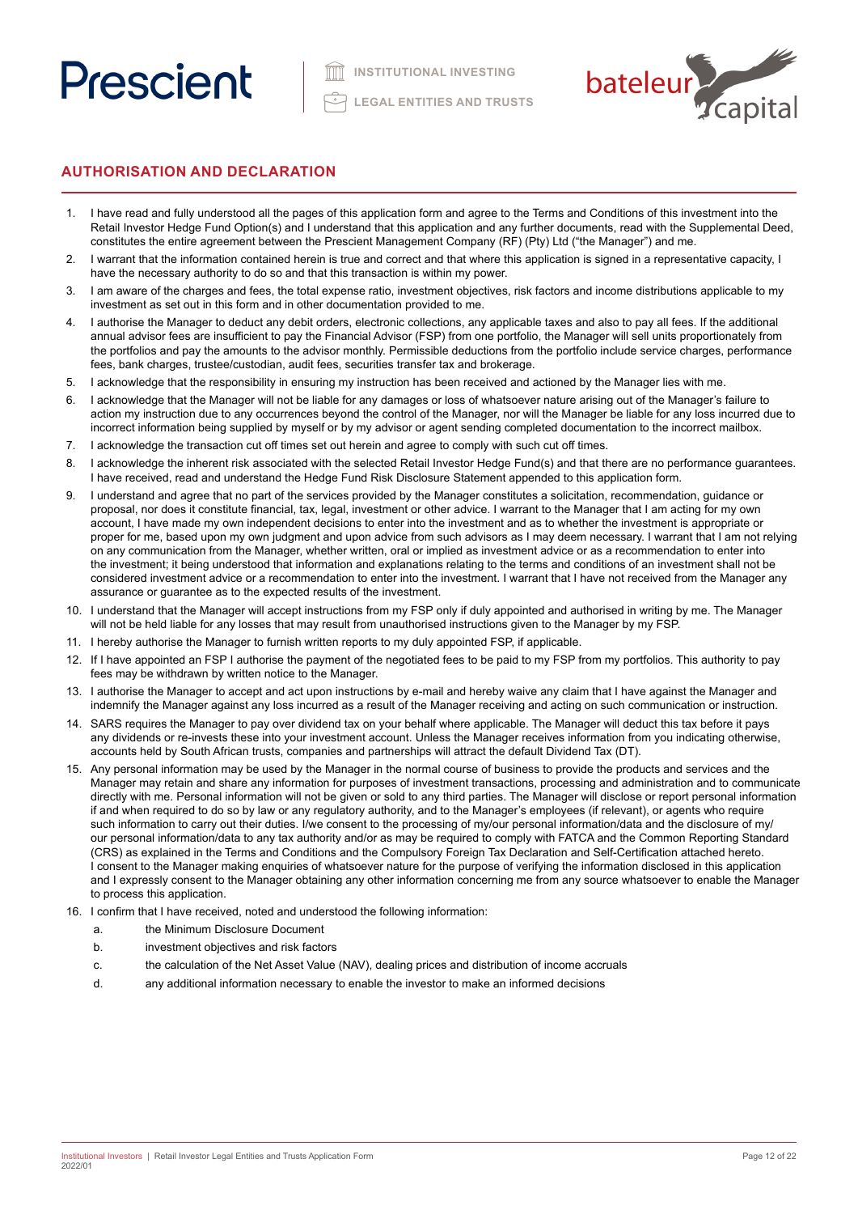## AUTHORISATION AND DECLARATION

1. I have read and fully understood all the pages of this application form and agree to the Terms and Conditions of this investment into the Retail Investor Hedge Fund Option(s) and I understand that this application and any further documents, read with the Supplemental Deed, constitutes the entire agreement between the Prescient Management Company (RF) (Pty) Ltd ("the Manager") and me.
2. I warrant that the information contained herein is true and correct and that where this application is signed in a representative capacity, I have the necessary authority to do so and that this transaction is within my power.
3. I am aware of the charges and fees, the total expense ratio, investment objectives, risk factors and income distributions applicable to my investment as set out in this form and in other documentation provided to me.
4. I authorise the Manager to deduct any debit orders, electronic collections, any applicable taxes and also to pay all fees. If the additional annual advisor fees are insufficient to pay the Financial Advisor (FSP) from one portfolio, the Manager will sell units proportionately from the portfolios and pay the amounts to the advisor monthly. Permissible deductions from the portfolio include service charges, performance fees, bank charges, trustee/custodian, audit fees, securities transfer tax and brokerage.
5. I acknowledge that the responsibility in ensuring my instruction has been received and actioned by the Manager lies with me.
6. I acknowledge that the Manager will not be liable for any damages or loss of whatsoever nature arising out of the Manager's failure to action my instruction due to any occurrences beyond the control of the Manager, nor will the Manager be liable for any loss incurred due to incorrect information being supplied by myself or by my advisor or agent sending completed documentation to the incorrect mailbox.
7. I acknowledge the transaction cut off times set out herein and agree to comply with such cut off times.
8. I acknowledge the inherent risk associated with the selected Retail Investor Hedge Fund(s) and that there are no performance guarantees. I have received, read and understand the Hedge Fund Risk Disclosure Statement appended to this application form.
9. I understand and agree that no part of the services provided by the Manager constitutes a solicitation, recommendation, guidance or proposal, nor does it constitute financial, tax, legal, investment or other advice. I warrant to the Manager that I am acting for my own account, I have made my own independent decisions to enter into the investment and as to whether the investment is appropriate or proper for me, based upon my own judgment and upon advice from such advisors as I may deem necessary. I warrant that I am not relying on any communication from the Manager, whether written, oral or implied as investment advice or as a recommendation to enter into the investment; it being understood that information and explanations relating to the terms and conditions of an investment shall not be considered investment advice or a recommendation to enter into the investment. I warrant that I have not received from the Manager any assurance or guarantee as to the expected results of the investment.
10. I understand that the Manager will accept instructions from my FSP only if duly appointed and authorised in writing by me. The Manager will not be held liable for any losses that may result from unauthorised instructions given to the Manager by my FSP.
11. I hereby authorise the Manager to furnish written reports to my duly appointed FSP, if applicable.
12. If I have appointed an FSP I authorise the payment of the negotiated fees to be paid to my FSP from my portfolios. This authority to pay fees may be withdrawn by written notice to the Manager.
13. I authorise the Manager to accept and act upon instructions by e-mail and hereby waive any claim that I have against the Manager and indemnify the Manager against any loss incurred as a result of the Manager receiving and acting on such communication or instruction.
14. SARS requires the Manager to pay over dividend tax on your behalf where applicable. The Manager will deduct this tax before it pays any dividends or re-invests these into your investment account. Unless the Manager receives information from you indicating otherwise, accounts held by South African trusts, companies and partnerships will attract the default Dividend Tax (DT).
15. Any personal information may be used by the Manager in the normal course of business to provide the products and services and the Manager may retain and share any information for purposes of investment transactions, processing and administration and to communicate directly with me. Personal information will not be given or sold to any third parties. The Manager will disclose or report personal information if and when required to do so by law or any regulatory authority, and to the Manager's employees (if relevant), or agents who require such information to carry out their duties. I/we consent to the processing of my/our personal information/data and the disclosure of my/our personal information/data to any tax authority and/or as may be required to comply with FATCA and the Common Reporting Standard (CRS) as explained in the Terms and Conditions and the Compulsory Foreign Tax Declaration and Self-Certification attached hereto. I consent to the Manager making enquiries of whatsoever nature for the purpose of verifying the information disclosed in this application and I expressly consent to the Manager obtaining any other information concerning me from any source whatsoever to enable the Manager to process this application.
16. I confirm that I have received, noted and understood the following information:
    a. the Minimum Disclosure Document
    b. investment objectives and risk factors
    c. the calculation of the Net Asset Value (NAV), dealing prices and distribution of income accruals
    d. any additional information necessary to enable the investor to make an informed decisions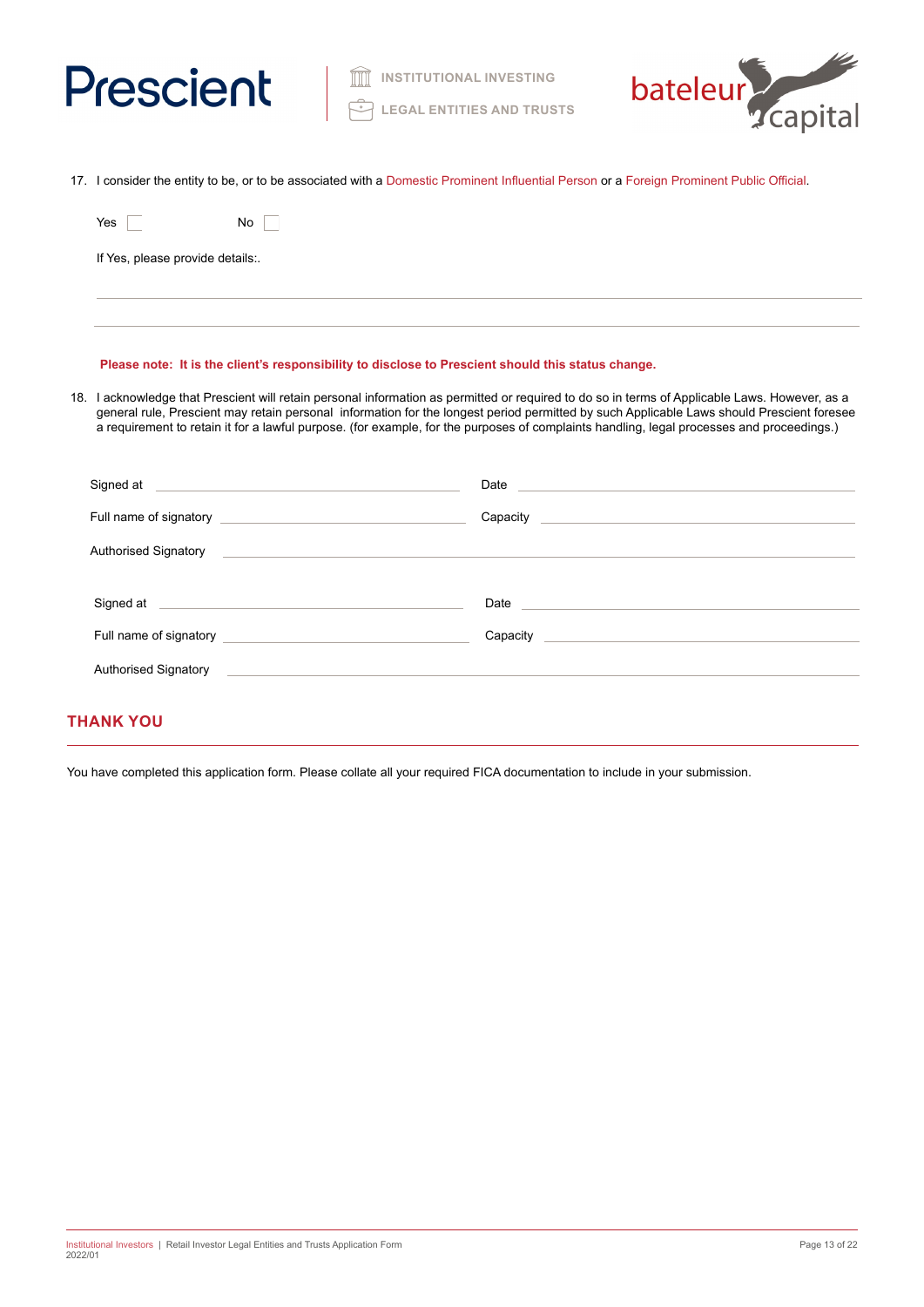17. I consider the entity to be, or to be associated with a Domestic Prominent Influential Person or a Foreign Prominent Public Official.

Yes ☐ No ☐

If Yes, please provide details:.

______________________________________________________________________

______________________________________________________________________

**Please note: It is the client's responsibility to disclose to Prescient should this status change.**

18. I acknowledge that Prescient will retain personal information as permitted or required to do so in terms of Applicable Laws. However, as a general rule, Prescient may retain personal information for the longest period permitted by such Applicable Laws should Prescient foresee a requirement to retain it for a lawful purpose. (for example, for the purposes of complaints handling, legal processes and proceedings.)

Signed at ______________________ Date ______________________

Full name of signatory ______________________ Capacity ______________________

Authorised Signatory ______________________________________________

Signed at ______________________ Date ______________________

Full name of signatory ______________________ Capacity ______________________

Authorised Signatory ______________________________________________

## THANK YOU

You have completed this application form. Please collate all your required FICA documentation to include in your submission.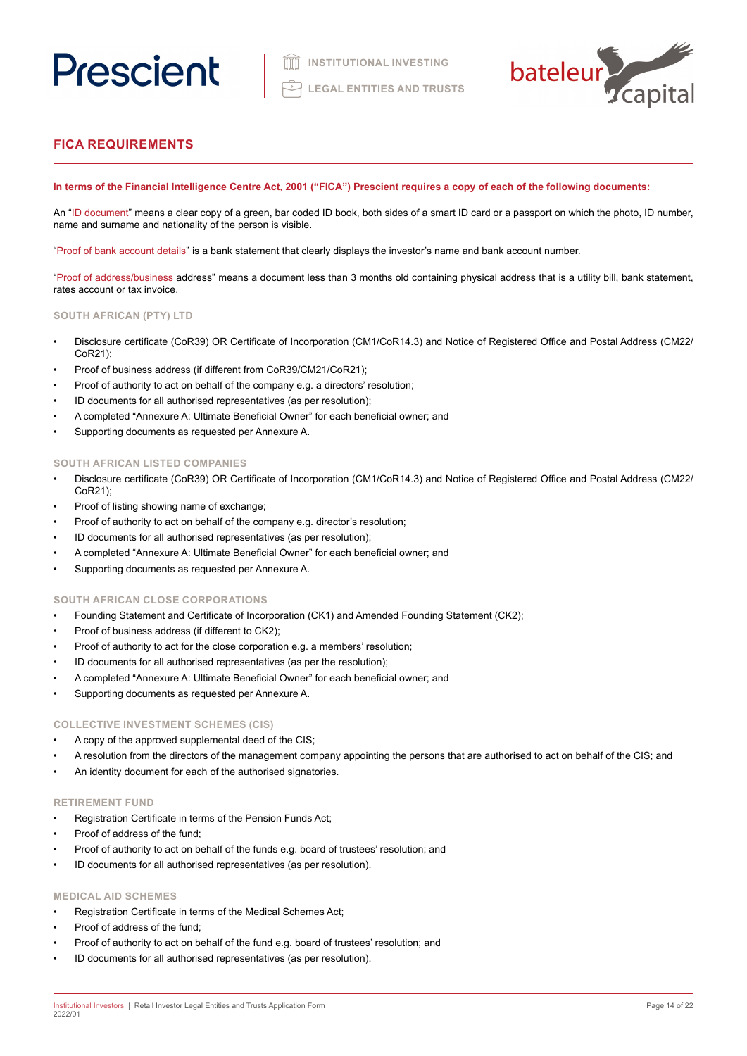## FICA REQUIREMENTS

**In terms of the Financial Intelligence Centre Act, 2001 ("FICA") Prescient requires a copy of each of the following documents:**

An "ID document" means a clear copy of a green, bar coded ID book, both sides of a smart ID card or a passport on which the photo, ID number, name and surname and nationality of the person is visible.

"Proof of bank account details" is a bank statement that clearly displays the investor's name and bank account number.

"Proof of address/business address" means a document less than 3 months old containing physical address that is a utility bill, bank statement, rates account or tax invoice.

### SOUTH AFRICAN (PTY) LTD

- Disclosure certificate (CoR39) OR Certificate of Incorporation (CM1/CoR14.3) and Notice of Registered Office and Postal Address (CM22/CoR21);
- Proof of business address (if different from CoR39/CM21/CoR21);
- Proof of authority to act on behalf of the company e.g. a directors' resolution;
- ID documents for all authorised representatives (as per resolution);
- A completed "Annexure A: Ultimate Beneficial Owner" for each beneficial owner; and
- Supporting documents as requested per Annexure A.

### SOUTH AFRICAN LISTED COMPANIES

- Disclosure certificate (CoR39) OR Certificate of Incorporation (CM1/CoR14.3) and Notice of Registered Office and Postal Address (CM22/CoR21);
- Proof of listing showing name of exchange;
- Proof of authority to act on behalf of the company e.g. director's resolution;
- ID documents for all authorised representatives (as per resolution);
- A completed "Annexure A: Ultimate Beneficial Owner" for each beneficial owner; and
- Supporting documents as requested per Annexure A.

### SOUTH AFRICAN CLOSE CORPORATIONS

- Founding Statement and Certificate of Incorporation (CK1) and Amended Founding Statement (CK2);
- Proof of business address (if different to CK2);
- Proof of authority to act for the close corporation e.g. a members' resolution;
- ID documents for all authorised representatives (as per the resolution);
- A completed "Annexure A: Ultimate Beneficial Owner" for each beneficial owner; and
- Supporting documents as requested per Annexure A.

### COLLECTIVE INVESTMENT SCHEMES (CIS)

- A copy of the approved supplemental deed of the CIS;
- A resolution from the directors of the management company appointing the persons that are authorised to act on behalf of the CIS; and
- An identity document for each of the authorised signatories.

### RETIREMENT FUND

- Registration Certificate in terms of the Pension Funds Act;
- Proof of address of the fund;
- Proof of authority to act on behalf of the funds e.g. board of trustees' resolution; and
- ID documents for all authorised representatives (as per resolution).

### MEDICAL AID SCHEMES

- Registration Certificate in terms of the Medical Schemes Act;
- Proof of address of the fund;
- Proof of authority to act on behalf of the fund e.g. board of trustees' resolution; and
- ID documents for all authorised representatives (as per resolution).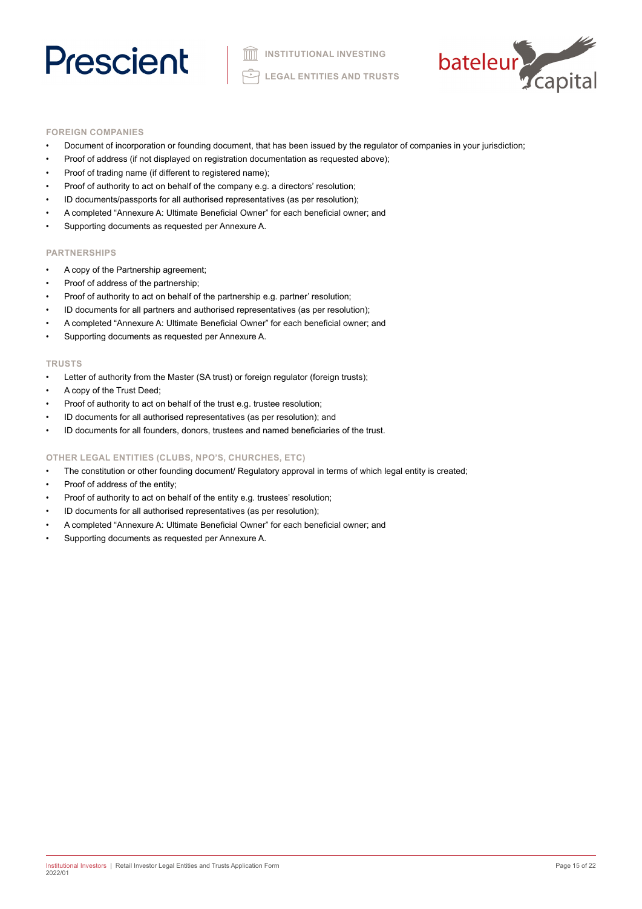### FOREIGN COMPANIES

- Document of incorporation or founding document, that has been issued by the regulator of companies in your jurisdiction;
- Proof of address (if not displayed on registration documentation as requested above);
- Proof of trading name (if different to registered name);
- Proof of authority to act on behalf of the company e.g. a directors' resolution;
- ID documents/passports for all authorised representatives (as per resolution);
- A completed "Annexure A: Ultimate Beneficial Owner" for each beneficial owner; and
- Supporting documents as requested per Annexure A.

### PARTNERSHIPS

- A copy of the Partnership agreement;
- Proof of address of the partnership;
- Proof of authority to act on behalf of the partnership e.g. partner' resolution;
- ID documents for all partners and authorised representatives (as per resolution);
- A completed "Annexure A: Ultimate Beneficial Owner" for each beneficial owner; and
- Supporting documents as requested per Annexure A.

### TRUSTS

- Letter of authority from the Master (SA trust) or foreign regulator (foreign trusts);
- A copy of the Trust Deed;
- Proof of authority to act on behalf of the trust e.g. trustee resolution;
- ID documents for all authorised representatives (as per resolution); and
- ID documents for all founders, donors, trustees and named beneficiaries of the trust.

### OTHER LEGAL ENTITIES (CLUBS, NPO'S, CHURCHES, ETC)

- The constitution or other founding document/ Regulatory approval in terms of which legal entity is created;
- Proof of address of the entity;
- Proof of authority to act on behalf of the entity e.g. trustees' resolution;
- ID documents for all authorised representatives (as per resolution);
- A completed "Annexure A: Ultimate Beneficial Owner" for each beneficial owner; and
- Supporting documents as requested per Annexure A.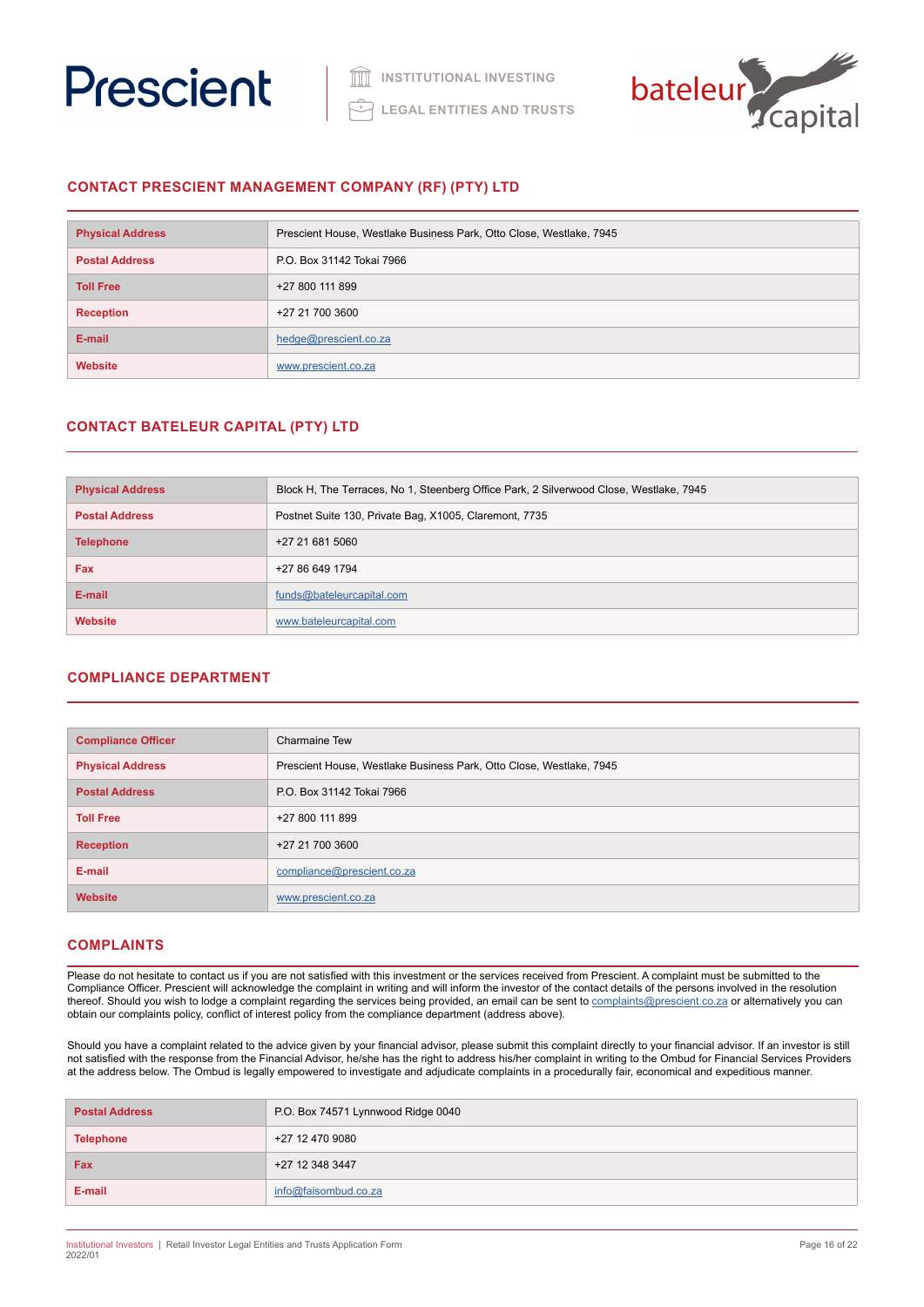Prescient | INSTITUTIONAL INVESTING | LEGAL ENTITIES AND TRUSTS | bateleur capital

## CONTACT PRESCIENT MANAGEMENT COMPANY (RF) (PTY) LTD

| | |
|---|---|
| **Physical Address** | Prescient House, Westlake Business Park, Otto Close, Westlake, 7945 |
| **Postal Address** | P.O. Box 31142 Tokai 7966 |
| **Toll Free** | +27 800 111 899 |
| **Reception** | +27 21 700 3600 |
| **E-mail** | hedge@prescient.co.za |
| **Website** | www.prescient.co.za |

## CONTACT BATELEUR CAPITAL (PTY) LTD

| | |
|---|---|
| **Physical Address** | Block H, The Terraces, No 1, Steenberg Office Park, 2 Silverwood Close, Westlake, 7945 |
| **Postal Address** | Postnet Suite 130, Private Bag, X1005, Claremont, 7735 |
| **Telephone** | +27 21 681 5060 |
| **Fax** | +27 86 649 1794 |
| **E-mail** | funds@bateleurcapital.com |
| **Website** | www.bateleurcapital.com |

## COMPLIANCE DEPARTMENT

| | |
|---|---|
| **Compliance Officer** | Charmaine Tew |
| **Physical Address** | Prescient House, Westlake Business Park, Otto Close, Westlake, 7945 |
| **Postal Address** | P.O. Box 31142 Tokai 7966 |
| **Toll Free** | +27 800 111 899 |
| **Reception** | +27 21 700 3600 |
| **E-mail** | compliance@prescient.co.za |
| **Website** | www.prescient.co.za |

## COMPLAINTS

Please do not hesitate to contact us if you are not satisfied with this investment or the services received from Prescient. A complaint must be submitted to the Compliance Officer. Prescient will acknowledge the complaint in writing and will inform the investor of the contact details of the persons involved in the resolution thereof. Should you wish to lodge a complaint regarding the services being provided, an email can be sent to complaints@prescient.co.za or alternatively you can obtain our complaints policy, conflict of interest policy from the compliance department (address above).

Should you have a complaint related to the advice given by your financial advisor, please submit this complaint directly to your financial advisor. If an investor is still not satisfied with the response from the Financial Advisor, he/she has the right to address his/her complaint in writing to the Ombud for Financial Services Providers at the address below. The Ombud is legally empowered to investigate and adjudicate complaints in a procedurally fair, economical and expeditious manner.

| | |
|---|---|
| **Postal Address** | P.O. Box 74571 Lynnwood Ridge 0040 |
| **Telephone** | +27 12 470 9080 |
| **Fax** | +27 12 348 3447 |
| **E-mail** | info@faisombud.co.za |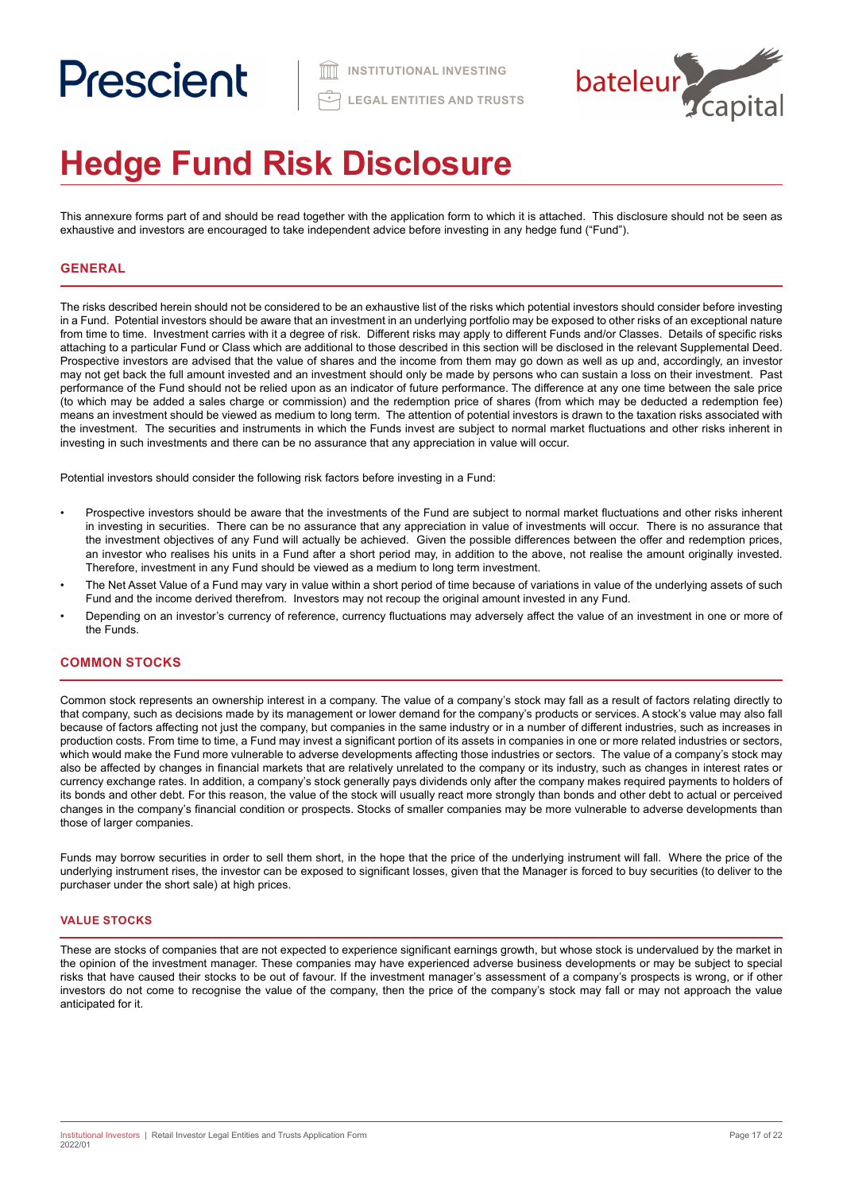# Hedge Fund Risk Disclosure

This annexure forms part of and should be read together with the application form to which it is attached. This disclosure should not be seen as exhaustive and investors are encouraged to take independent advice before investing in any hedge fund ("Fund").

## GENERAL

The risks described herein should not be considered to be an exhaustive list of the risks which potential investors should consider before investing in a Fund. Potential investors should be aware that an investment in an underlying portfolio may be exposed to other risks of an exceptional nature from time to time. Investment carries with it a degree of risk. Different risks may apply to different Funds and/or Classes. Details of specific risks attaching to a particular Fund or Class which are additional to those described in this section will be disclosed in the relevant Supplemental Deed. Prospective investors are advised that the value of shares and the income from them may go down as well as up and, accordingly, an investor may not get back the full amount invested and an investment should only be made by persons who can sustain a loss on their investment. Past performance of the Fund should not be relied upon as an indicator of future performance. The difference at any one time between the sale price (to which may be added a sales charge or commission) and the redemption price of shares (from which may be deducted a redemption fee) means an investment should be viewed as medium to long term. The attention of potential investors is drawn to the taxation risks associated with the investment. The securities and instruments in which the Funds invest are subject to normal market fluctuations and other risks inherent in investing in such investments and there can be no assurance that any appreciation in value will occur.

Potential investors should consider the following risk factors before investing in a Fund:

- Prospective investors should be aware that the investments of the Fund are subject to normal market fluctuations and other risks inherent in investing in securities. There can be no assurance that any appreciation in value of investments will occur. There is no assurance that the investment objectives of any Fund will actually be achieved. Given the possible differences between the offer and redemption prices, an investor who realises his units in a Fund after a short period may, in addition to the above, not realise the amount originally invested. Therefore, investment in any Fund should be viewed as a medium to long term investment.
- The Net Asset Value of a Fund may vary in value within a short period of time because of variations in value of the underlying assets of such Fund and the income derived therefrom. Investors may not recoup the original amount invested in any Fund.
- Depending on an investor's currency of reference, currency fluctuations may adversely affect the value of an investment in one or more of the Funds.

## COMMON STOCKS

Common stock represents an ownership interest in a company. The value of a company's stock may fall as a result of factors relating directly to that company, such as decisions made by its management or lower demand for the company's products or services. A stock's value may also fall because of factors affecting not just the company, but companies in the same industry or in a number of different industries, such as increases in production costs. From time to time, a Fund may invest a significant portion of its assets in companies in one or more related industries or sectors, which would make the Fund more vulnerable to adverse developments affecting those industries or sectors. The value of a company's stock may also be affected by changes in financial markets that are relatively unrelated to the company or its industry, such as changes in interest rates or currency exchange rates. In addition, a company's stock generally pays dividends only after the company makes required payments to holders of its bonds and other debt. For this reason, the value of the stock will usually react more strongly than bonds and other debt to actual or perceived changes in the company's financial condition or prospects. Stocks of smaller companies may be more vulnerable to adverse developments than those of larger companies.

Funds may borrow securities in order to sell them short, in the hope that the price of the underlying instrument will fall. Where the price of the underlying instrument rises, the investor can be exposed to significant losses, given that the Manager is forced to buy securities (to deliver to the purchaser under the short sale) at high prices.

### VALUE STOCKS

These are stocks of companies that are not expected to experience significant earnings growth, but whose stock is undervalued by the market in the opinion of the investment manager. These companies may have experienced adverse business developments or may be subject to special risks that have caused their stocks to be out of favour. If the investment manager's assessment of a company's prospects is wrong, or if other investors do not come to recognise the value of the company, then the price of the company's stock may fall or may not approach the value anticipated for it.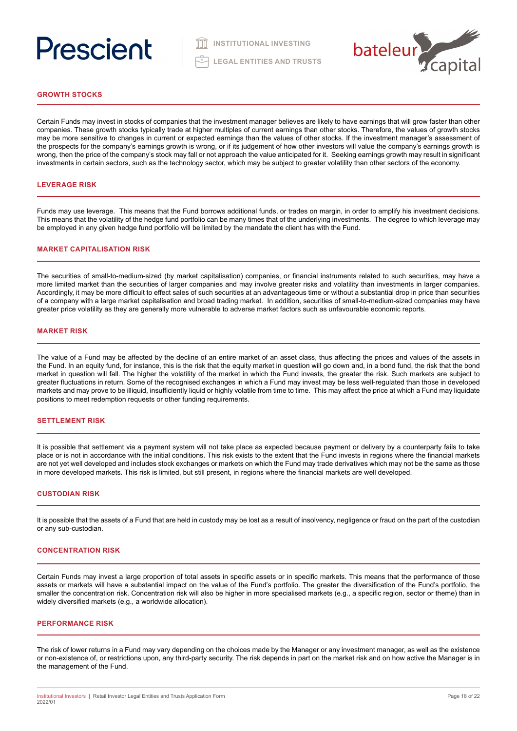## GROWTH STOCKS

Certain Funds may invest in stocks of companies that the investment manager believes are likely to have earnings that will grow faster than other companies. These growth stocks typically trade at higher multiples of current earnings than other stocks. Therefore, the values of growth stocks may be more sensitive to changes in current or expected earnings than the values of other stocks. If the investment manager's assessment of the prospects for the company's earnings growth is wrong, or if its judgement of how other investors will value the company's earnings growth is wrong, then the price of the company's stock may fall or not approach the value anticipated for it. Seeking earnings growth may result in significant investments in certain sectors, such as the technology sector, which may be subject to greater volatility than other sectors of the economy.

## LEVERAGE RISK

Funds may use leverage. This means that the Fund borrows additional funds, or trades on margin, in order to amplify his investment decisions. This means that the volatility of the hedge fund portfolio can be many times that of the underlying investments. The degree to which leverage may be employed in any given hedge fund portfolio will be limited by the mandate the client has with the Fund.

## MARKET CAPITALISATION RISK

The securities of small-to-medium-sized (by market capitalisation) companies, or financial instruments related to such securities, may have a more limited market than the securities of larger companies and may involve greater risks and volatility than investments in larger companies. Accordingly, it may be more difficult to effect sales of such securities at an advantageous time or without a substantial drop in price than securities of a company with a large market capitalisation and broad trading market. In addition, securities of small-to-medium-sized companies may have greater price volatility as they are generally more vulnerable to adverse market factors such as unfavourable economic reports.

## MARKET RISK

The value of a Fund may be affected by the decline of an entire market of an asset class, thus affecting the prices and values of the assets in the Fund. In an equity fund, for instance, this is the risk that the equity market in question will go down and, in a bond fund, the risk that the bond market in question will fall. The higher the volatility of the market in which the Fund invests, the greater the risk. Such markets are subject to greater fluctuations in return. Some of the recognised exchanges in which a Fund may invest may be less well-regulated than those in developed markets and may prove to be illiquid, insufficiently liquid or highly volatile from time to time. This may affect the price at which a Fund may liquidate positions to meet redemption requests or other funding requirements.

## SETTLEMENT RISK

It is possible that settlement via a payment system will not take place as expected because payment or delivery by a counterparty fails to take place or is not in accordance with the initial conditions. This risk exists to the extent that the Fund invests in regions where the financial markets are not yet well developed and includes stock exchanges or markets on which the Fund may trade derivatives which may not be the same as those in more developed markets. This risk is limited, but still present, in regions where the financial markets are well developed.

## CUSTODIAN RISK

It is possible that the assets of a Fund that are held in custody may be lost as a result of insolvency, negligence or fraud on the part of the custodian or any sub-custodian.

## CONCENTRATION RISK

Certain Funds may invest a large proportion of total assets in specific assets or in specific markets. This means that the performance of those assets or markets will have a substantial impact on the value of the Fund's portfolio. The greater the diversification of the Fund's portfolio, the smaller the concentration risk. Concentration risk will also be higher in more specialised markets (e.g., a specific region, sector or theme) than in widely diversified markets (e.g., a worldwide allocation).

## PERFORMANCE RISK

The risk of lower returns in a Fund may vary depending on the choices made by the Manager or any investment manager, as well as the existence or non-existence of, or restrictions upon, any third-party security. The risk depends in part on the market risk and on how active the Manager is in the management of the Fund.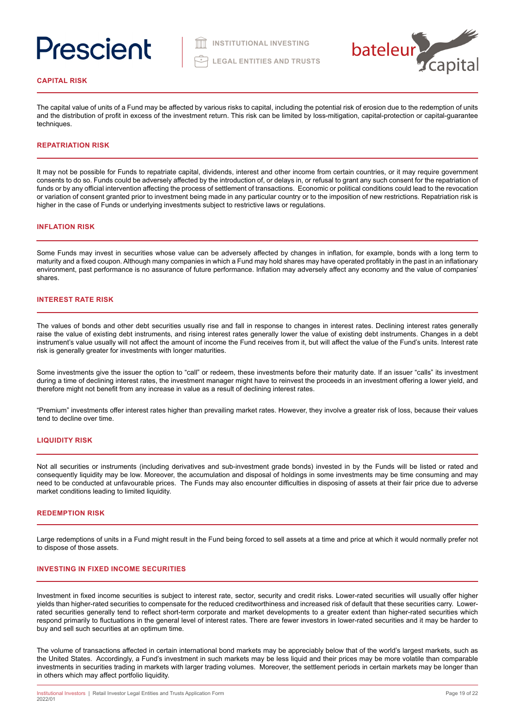## CAPITAL RISK

The capital value of units of a Fund may be affected by various risks to capital, including the potential risk of erosion due to the redemption of units and the distribution of profit in excess of the investment return. This risk can be limited by loss-mitigation, capital-protection or capital-guarantee techniques.

## REPATRIATION RISK

It may not be possible for Funds to repatriate capital, dividends, interest and other income from certain countries, or it may require government consents to do so. Funds could be adversely affected by the introduction of, or delays in, or refusal to grant any such consent for the repatriation of funds or by any official intervention affecting the process of settlement of transactions. Economic or political conditions could lead to the revocation or variation of consent granted prior to investment being made in any particular country or to the imposition of new restrictions. Repatriation risk is higher in the case of Funds or underlying investments subject to restrictive laws or regulations.

## INFLATION RISK

Some Funds may invest in securities whose value can be adversely affected by changes in inflation, for example, bonds with a long term to maturity and a fixed coupon. Although many companies in which a Fund may hold shares may have operated profitably in the past in an inflationary environment, past performance is no assurance of future performance. Inflation may adversely affect any economy and the value of companies' shares.

## INTEREST RATE RISK

The values of bonds and other debt securities usually rise and fall in response to changes in interest rates. Declining interest rates generally raise the value of existing debt instruments, and rising interest rates generally lower the value of existing debt instruments. Changes in a debt instrument's value usually will not affect the amount of income the Fund receives from it, but will affect the value of the Fund's units. Interest rate risk is generally greater for investments with longer maturities.

Some investments give the issuer the option to "call" or redeem, these investments before their maturity date. If an issuer "calls" its investment during a time of declining interest rates, the investment manager might have to reinvest the proceeds in an investment offering a lower yield, and therefore might not benefit from any increase in value as a result of declining interest rates.

"Premium" investments offer interest rates higher than prevailing market rates. However, they involve a greater risk of loss, because their values tend to decline over time.

## LIQUIDITY RISK

Not all securities or instruments (including derivatives and sub-investment grade bonds) invested in by the Funds will be listed or rated and consequently liquidity may be low. Moreover, the accumulation and disposal of holdings in some investments may be time consuming and may need to be conducted at unfavourable prices. The Funds may also encounter difficulties in disposing of assets at their fair price due to adverse market conditions leading to limited liquidity.

## REDEMPTION RISK

Large redemptions of units in a Fund might result in the Fund being forced to sell assets at a time and price at which it would normally prefer not to dispose of those assets.

## INVESTING IN FIXED INCOME SECURITIES

Investment in fixed income securities is subject to interest rate, sector, security and credit risks. Lower-rated securities will usually offer higher yields than higher-rated securities to compensate for the reduced creditworthiness and increased risk of default that these securities carry. Lower-rated securities generally tend to reflect short-term corporate and market developments to a greater extent than higher-rated securities which respond primarily to fluctuations in the general level of interest rates. There are fewer investors in lower-rated securities and it may be harder to buy and sell such securities at an optimum time.

The volume of transactions affected in certain international bond markets may be appreciably below that of the world's largest markets, such as the United States. Accordingly, a Fund's investment in such markets may be less liquid and their prices may be more volatile than comparable investments in securities trading in markets with larger trading volumes. Moreover, the settlement periods in certain markets may be longer than in others which may affect portfolio liquidity.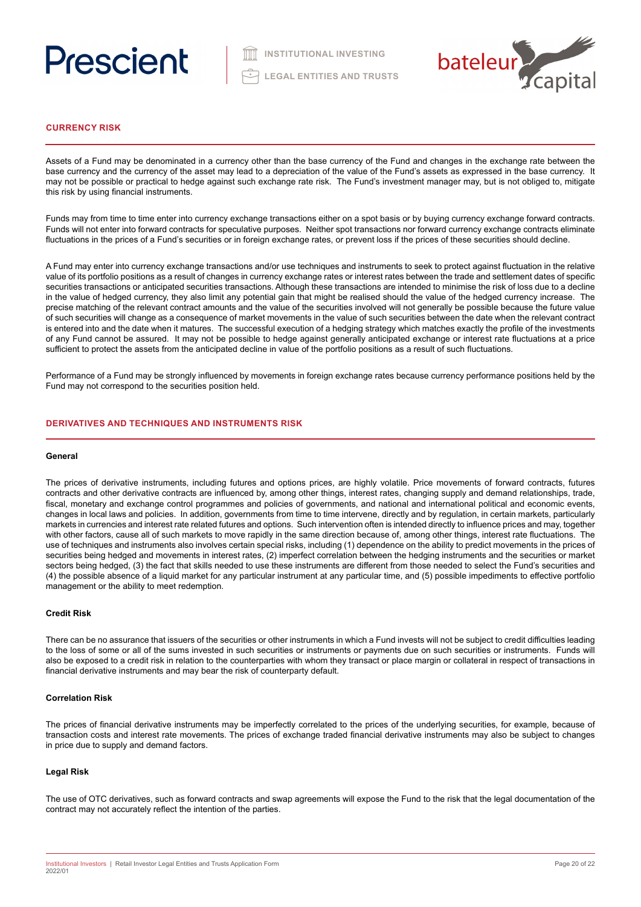## CURRENCY RISK

Assets of a Fund may be denominated in a currency other than the base currency of the Fund and changes in the exchange rate between the base currency and the currency of the asset may lead to a depreciation of the value of the Fund's assets as expressed in the base currency. It may not be possible or practical to hedge against such exchange rate risk. The Fund's investment manager may, but is not obliged to, mitigate this risk by using financial instruments.

Funds may from time to time enter into currency exchange transactions either on a spot basis or by buying currency exchange forward contracts. Funds will not enter into forward contracts for speculative purposes. Neither spot transactions nor forward currency exchange contracts eliminate fluctuations in the prices of a Fund's securities or in foreign exchange rates, or prevent loss if the prices of these securities should decline.

A Fund may enter into currency exchange transactions and/or use techniques and instruments to seek to protect against fluctuation in the relative value of its portfolio positions as a result of changes in currency exchange rates or interest rates between the trade and settlement dates of specific securities transactions or anticipated securities transactions. Although these transactions are intended to minimise the risk of loss due to a decline in the value of hedged currency, they also limit any potential gain that might be realised should the value of the hedged currency increase. The precise matching of the relevant contract amounts and the value of the securities involved will not generally be possible because the future value of such securities will change as a consequence of market movements in the value of such securities between the date when the relevant contract is entered into and the date when it matures. The successful execution of a hedging strategy which matches exactly the profile of the investments of any Fund cannot be assured. It may not be possible to hedge against generally anticipated exchange or interest rate fluctuations at a price sufficient to protect the assets from the anticipated decline in value of the portfolio positions as a result of such fluctuations.

Performance of a Fund may be strongly influenced by movements in foreign exchange rates because currency performance positions held by the Fund may not correspond to the securities position held.

## DERIVATIVES AND TECHNIQUES AND INSTRUMENTS RISK

### General

The prices of derivative instruments, including futures and options prices, are highly volatile. Price movements of forward contracts, futures contracts and other derivative contracts are influenced by, among other things, interest rates, changing supply and demand relationships, trade, fiscal, monetary and exchange control programmes and policies of governments, and national and international political and economic events, changes in local laws and policies. In addition, governments from time to time intervene, directly and by regulation, in certain markets, particularly markets in currencies and interest rate related futures and options. Such intervention often is intended directly to influence prices and may, together with other factors, cause all of such markets to move rapidly in the same direction because of, among other things, interest rate fluctuations. The use of techniques and instruments also involves certain special risks, including (1) dependence on the ability to predict movements in the prices of securities being hedged and movements in interest rates, (2) imperfect correlation between the hedging instruments and the securities or market sectors being hedged, (3) the fact that skills needed to use these instruments are different from those needed to select the Fund's securities and (4) the possible absence of a liquid market for any particular instrument at any particular time, and (5) possible impediments to effective portfolio management or the ability to meet redemption.

### Credit Risk

There can be no assurance that issuers of the securities or other instruments in which a Fund invests will not be subject to credit difficulties leading to the loss of some or all of the sums invested in such securities or instruments or payments due on such securities or instruments. Funds will also be exposed to a credit risk in relation to the counterparties with whom they transact or place margin or collateral in respect of transactions in financial derivative instruments and may bear the risk of counterparty default.

### Correlation Risk

The prices of financial derivative instruments may be imperfectly correlated to the prices of the underlying securities, for example, because of transaction costs and interest rate movements. The prices of exchange traded financial derivative instruments may also be subject to changes in price due to supply and demand factors.

### Legal Risk

The use of OTC derivatives, such as forward contracts and swap agreements will expose the Fund to the risk that the legal documentation of the contract may not accurately reflect the intention of the parties.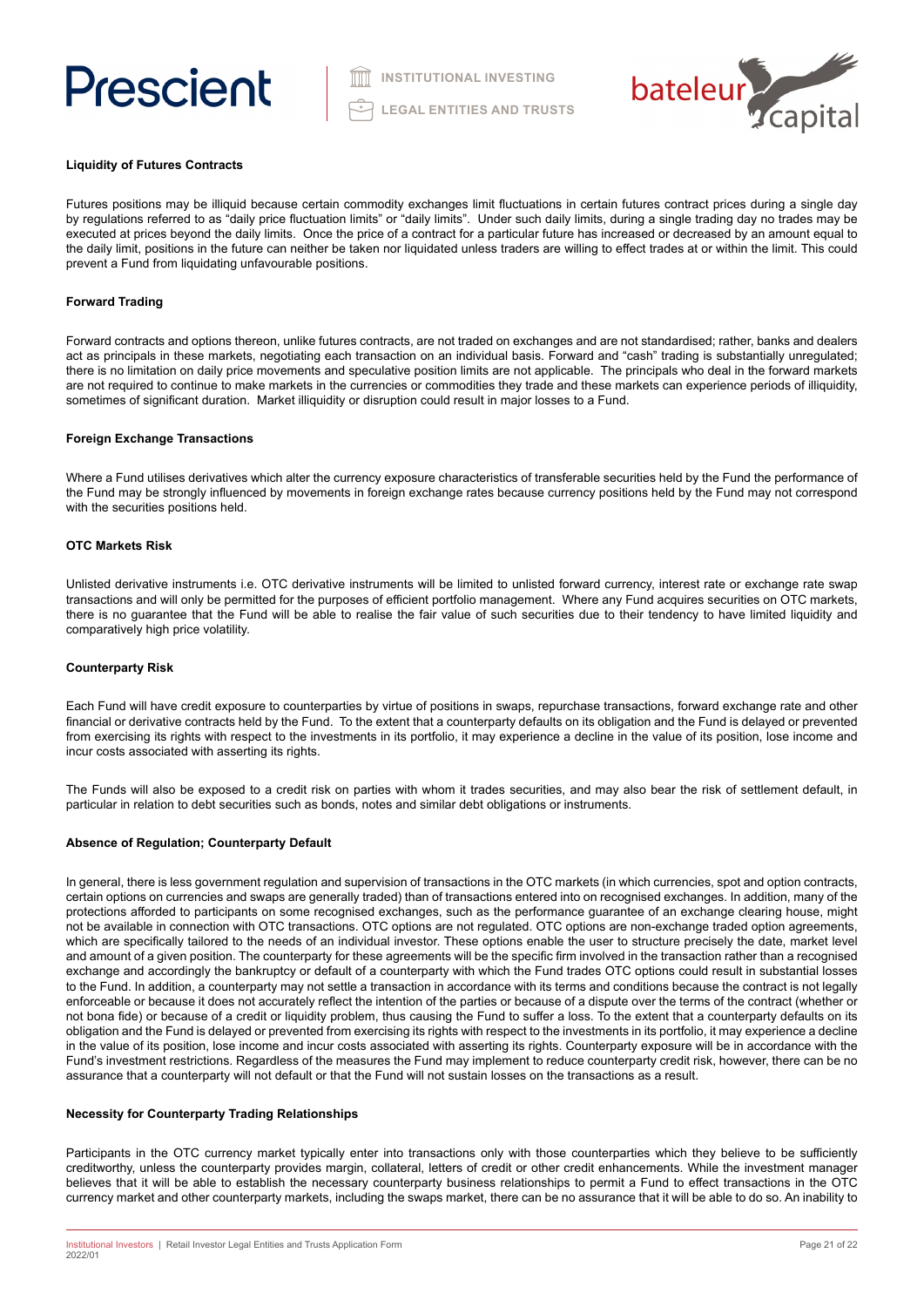**Liquidity of Futures Contracts**

Futures positions may be illiquid because certain commodity exchanges limit fluctuations in certain futures contract prices during a single day by regulations referred to as "daily price fluctuation limits" or "daily limits". Under such daily limits, during a single trading day no trades may be executed at prices beyond the daily limits. Once the price of a contract for a particular future has increased or decreased by an amount equal to the daily limit, positions in the future can neither be taken nor liquidated unless traders are willing to effect trades at or within the limit. This could prevent a Fund from liquidating unfavourable positions.

**Forward Trading**

Forward contracts and options thereon, unlike futures contracts, are not traded on exchanges and are not standardised; rather, banks and dealers act as principals in these markets, negotiating each transaction on an individual basis. Forward and "cash" trading is substantially unregulated; there is no limitation on daily price movements and speculative position limits are not applicable. The principals who deal in the forward markets are not required to continue to make markets in the currencies or commodities they trade and these markets can experience periods of illiquidity, sometimes of significant duration. Market illiquidity or disruption could result in major losses to a Fund.

**Foreign Exchange Transactions**

Where a Fund utilises derivatives which alter the currency exposure characteristics of transferable securities held by the Fund the performance of the Fund may be strongly influenced by movements in foreign exchange rates because currency positions held by the Fund may not correspond with the securities positions held.

**OTC Markets Risk**

Unlisted derivative instruments i.e. OTC derivative instruments will be limited to unlisted forward currency, interest rate or exchange rate swap transactions and will only be permitted for the purposes of efficient portfolio management. Where any Fund acquires securities on OTC markets, there is no guarantee that the Fund will be able to realise the fair value of such securities due to their tendency to have limited liquidity and comparatively high price volatility.

**Counterparty Risk**

Each Fund will have credit exposure to counterparties by virtue of positions in swaps, repurchase transactions, forward exchange rate and other financial or derivative contracts held by the Fund. To the extent that a counterparty defaults on its obligation and the Fund is delayed or prevented from exercising its rights with respect to the investments in its portfolio, it may experience a decline in the value of its position, lose income and incur costs associated with asserting its rights.

The Funds will also be exposed to a credit risk on parties with whom it trades securities, and may also bear the risk of settlement default, in particular in relation to debt securities such as bonds, notes and similar debt obligations or instruments.

**Absence of Regulation; Counterparty Default**

In general, there is less government regulation and supervision of transactions in the OTC markets (in which currencies, spot and option contracts, certain options on currencies and swaps are generally traded) than of transactions entered into on recognised exchanges. In addition, many of the protections afforded to participants on some recognised exchanges, such as the performance guarantee of an exchange clearing house, might not be available in connection with OTC transactions. OTC options are not regulated. OTC options are non-exchange traded option agreements, which are specifically tailored to the needs of an individual investor. These options enable the user to structure precisely the date, market level and amount of a given position. The counterparty for these agreements will be the specific firm involved in the transaction rather than a recognised exchange and accordingly the bankruptcy or default of a counterparty with which the Fund trades OTC options could result in substantial losses to the Fund. In addition, a counterparty may not settle a transaction in accordance with its terms and conditions because the contract is not legally enforceable or because it does not accurately reflect the intention of the parties or because of a dispute over the terms of the contract (whether or not bona fide) or because of a credit or liquidity problem, thus causing the Fund to suffer a loss. To the extent that a counterparty defaults on its obligation and the Fund is delayed or prevented from exercising its rights with respect to the investments in its portfolio, it may experience a decline in the value of its position, lose income and incur costs associated with asserting its rights. Counterparty exposure will be in accordance with the Fund's investment restrictions. Regardless of the measures the Fund may implement to reduce counterparty credit risk, however, there can be no assurance that a counterparty will not default or that the Fund will not sustain losses on the transactions as a result.

**Necessity for Counterparty Trading Relationships**

Participants in the OTC currency market typically enter into transactions only with those counterparties which they believe to be sufficiently creditworthy, unless the counterparty provides margin, collateral, letters of credit or other credit enhancements. While the investment manager believes that it will be able to establish the necessary counterparty business relationships to permit a Fund to effect transactions in the OTC currency market and other counterparty markets, including the swaps market, there can be no assurance that it will be able to do so. An inability to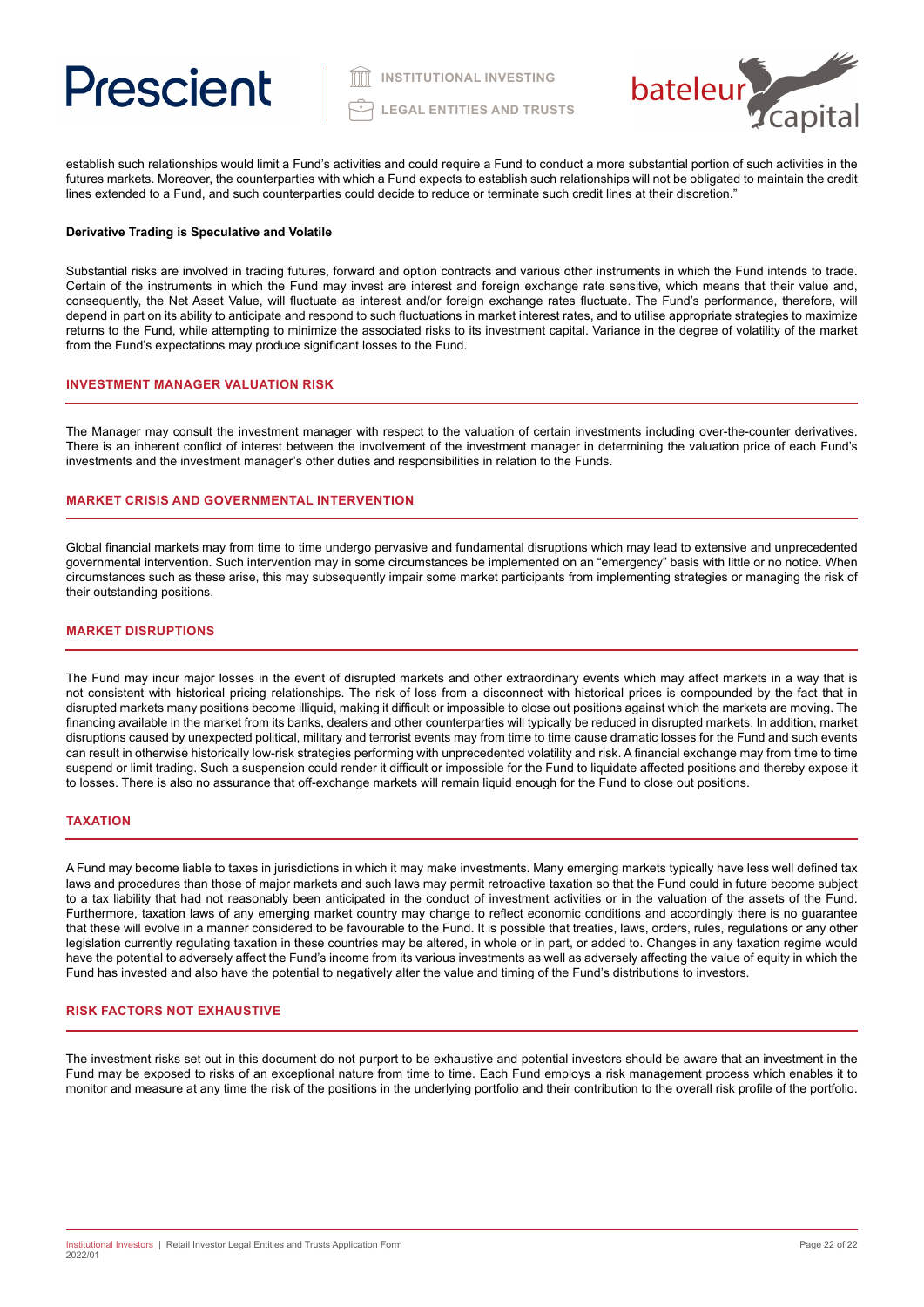establish such relationships would limit a Fund's activities and could require a Fund to conduct a more substantial portion of such activities in the futures markets. Moreover, the counterparties with which a Fund expects to establish such relationships will not be obligated to maintain the credit lines extended to a Fund, and such counterparties could decide to reduce or terminate such credit lines at their discretion."

**Derivative Trading is Speculative and Volatile**

Substantial risks are involved in trading futures, forward and option contracts and various other instruments in which the Fund intends to trade. Certain of the instruments in which the Fund may invest are interest and foreign exchange rate sensitive, which means that their value and, consequently, the Net Asset Value, will fluctuate as interest and/or foreign exchange rates fluctuate. The Fund's performance, therefore, will depend in part on its ability to anticipate and respond to such fluctuations in market interest rates, and to utilise appropriate strategies to maximize returns to the Fund, while attempting to minimize the associated risks to its investment capital. Variance in the degree of volatility of the market from the Fund's expectations may produce significant losses to the Fund.

## INVESTMENT MANAGER VALUATION RISK

The Manager may consult the investment manager with respect to the valuation of certain investments including over-the-counter derivatives. There is an inherent conflict of interest between the involvement of the investment manager in determining the valuation price of each Fund's investments and the investment manager's other duties and responsibilities in relation to the Funds.

## MARKET CRISIS AND GOVERNMENTAL INTERVENTION

Global financial markets may from time to time undergo pervasive and fundamental disruptions which may lead to extensive and unprecedented governmental intervention. Such intervention may in some circumstances be implemented on an "emergency" basis with little or no notice. When circumstances such as these arise, this may subsequently impair some market participants from implementing strategies or managing the risk of their outstanding positions.

## MARKET DISRUPTIONS

The Fund may incur major losses in the event of disrupted markets and other extraordinary events which may affect markets in a way that is not consistent with historical pricing relationships. The risk of loss from a disconnect with historical prices is compounded by the fact that in disrupted markets many positions become illiquid, making it difficult or impossible to close out positions against which the markets are moving. The financing available in the market from its banks, dealers and other counterparties will typically be reduced in disrupted markets. In addition, market disruptions caused by unexpected political, military and terrorist events may from time to time cause dramatic losses for the Fund and such events can result in otherwise historically low-risk strategies performing with unprecedented volatility and risk. A financial exchange may from time to time suspend or limit trading. Such a suspension could render it difficult or impossible for the Fund to liquidate affected positions and thereby expose it to losses. There is also no assurance that off-exchange markets will remain liquid enough for the Fund to close out positions.

## TAXATION

A Fund may become liable to taxes in jurisdictions in which it may make investments. Many emerging markets typically have less well defined tax laws and procedures than those of major markets and such laws may permit retroactive taxation so that the Fund could in future become subject to a tax liability that had not reasonably been anticipated in the conduct of investment activities or in the valuation of the assets of the Fund. Furthermore, taxation laws of any emerging market country may change to reflect economic conditions and accordingly there is no guarantee that these will evolve in a manner considered to be favourable to the Fund. It is possible that treaties, laws, orders, rules, regulations or any other legislation currently regulating taxation in these countries may be altered, in whole or in part, or added to. Changes in any taxation regime would have the potential to adversely affect the Fund's income from its various investments as well as adversely affecting the value of equity in which the Fund has invested and also have the potential to negatively alter the value and timing of the Fund's distributions to investors.

## RISK FACTORS NOT EXHAUSTIVE

The investment risks set out in this document do not purport to be exhaustive and potential investors should be aware that an investment in the Fund may be exposed to risks of an exceptional nature from time to time. Each Fund employs a risk management process which enables it to monitor and measure at any time the risk of the positions in the underlying portfolio and their contribution to the overall risk profile of the portfolio.